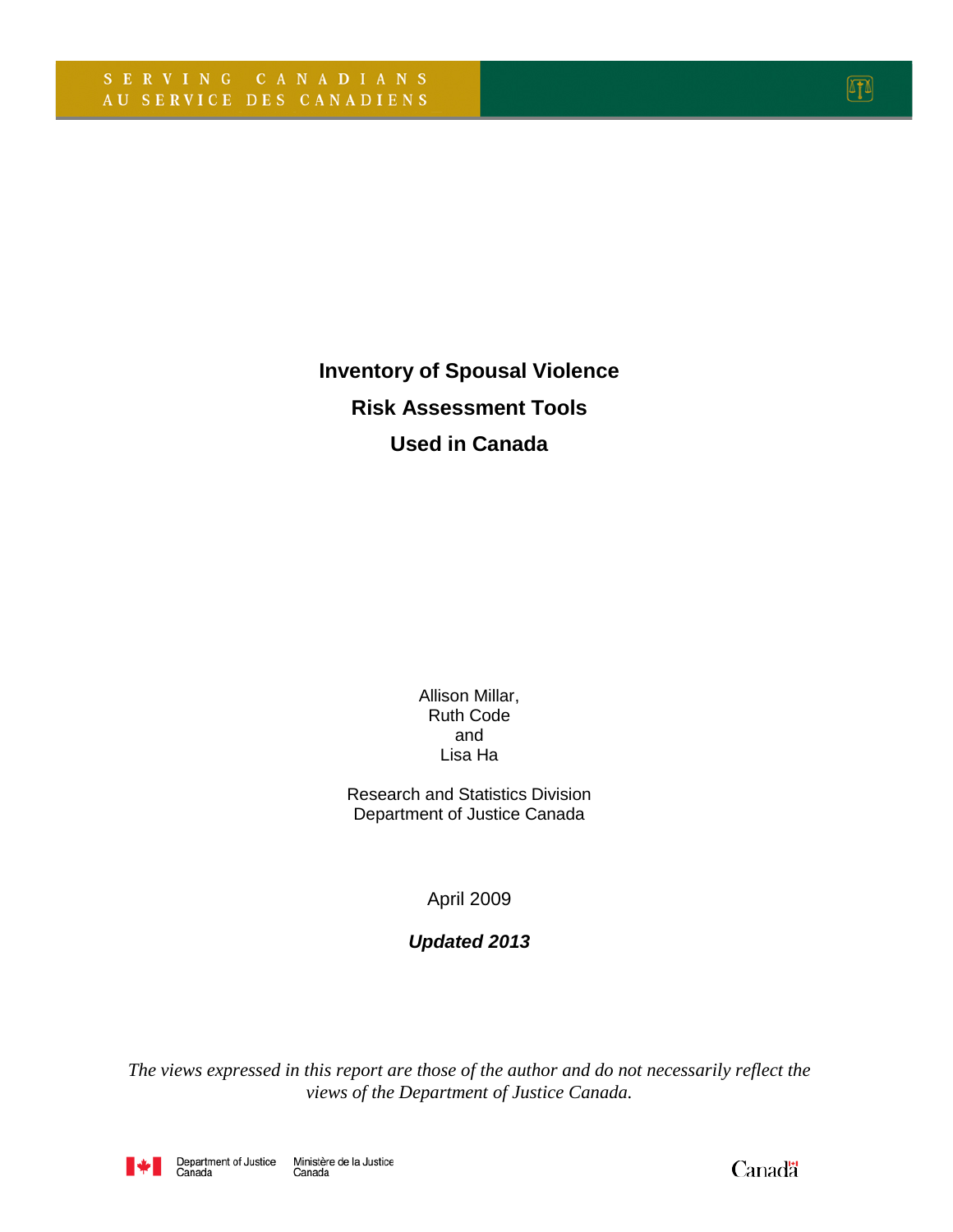SERVING CANADIANS
AU SERVICE DES CANADIENS

# Inventory of Spousal Violence Risk Assessment Tools Used in Canada

Allison Millar,
Ruth Code
and
Lisa Ha

Research and Statistics Division
Department of Justice Canada

April 2009

***Updated 2013***

*The views expressed in this report are those of the author and do not necessarily reflect the views of the Department of Justice Canada.*

Department of Justice Canada | Ministère de la Justice Canada

Canada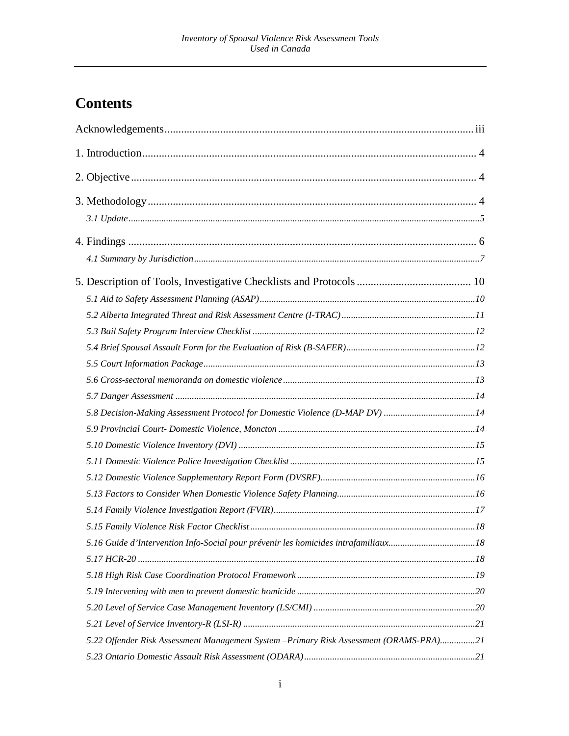# Contents

Acknowledgements .......... iii

1. Introduction .......... 4

2. Objective .......... 4

3. Methodology .......... 4

*3.1 Update .......... 5*

4. Findings .......... 6

*4.1 Summary by Jurisdiction .......... 7*

5. Description of Tools, Investigative Checklists and Protocols .......... 10

*5.1 Aid to Safety Assessment Planning (ASAP) .......... 10*

*5.2 Alberta Integrated Threat and Risk Assessment Centre (I-TRAC) .......... 11*

*5.3 Bail Safety Program Interview Checklist .......... 12*

*5.4 Brief Spousal Assault Form for the Evaluation of Risk (B-SAFER) .......... 12*

*5.5 Court Information Package .......... 13*

*5.6 Cross-sectoral memoranda on domestic violence .......... 13*

*5.7 Danger Assessment .......... 14*

*5.8 Decision-Making Assessment Protocol for Domestic Violence (D-MAP DV) .......... 14*

*5.9 Provincial Court- Domestic Violence, Moncton .......... 14*

*5.10 Domestic Violence Inventory (DVI) .......... 15*

*5.11 Domestic Violence Police Investigation Checklist .......... 15*

*5.12 Domestic Violence Supplementary Report Form (DVSRF) .......... 16*

*5.13 Factors to Consider When Domestic Violence Safety Planning .......... 16*

*5.14 Family Violence Investigation Report (FVIR) .......... 17*

*5.15 Family Violence Risk Factor Checklist .......... 18*

*5.16 Guide d'Intervention Info-Social pour prévenir les homicides intrafamiliaux .......... 18*

*5.17 HCR-20 .......... 18*

*5.18 High Risk Case Coordination Protocol Framework .......... 19*

*5.19 Intervening with men to prevent domestic homicide .......... 20*

*5.20 Level of Service Case Management Inventory (LS/CMI) .......... 20*

*5.21 Level of Service Inventory-R (LSI-R) .......... 21*

*5.22 Offender Risk Assessment Management System –Primary Risk Assessment (ORAMS-PRA) .......... 21*

*5.23 Ontario Domestic Assault Risk Assessment (ODARA) .......... 21*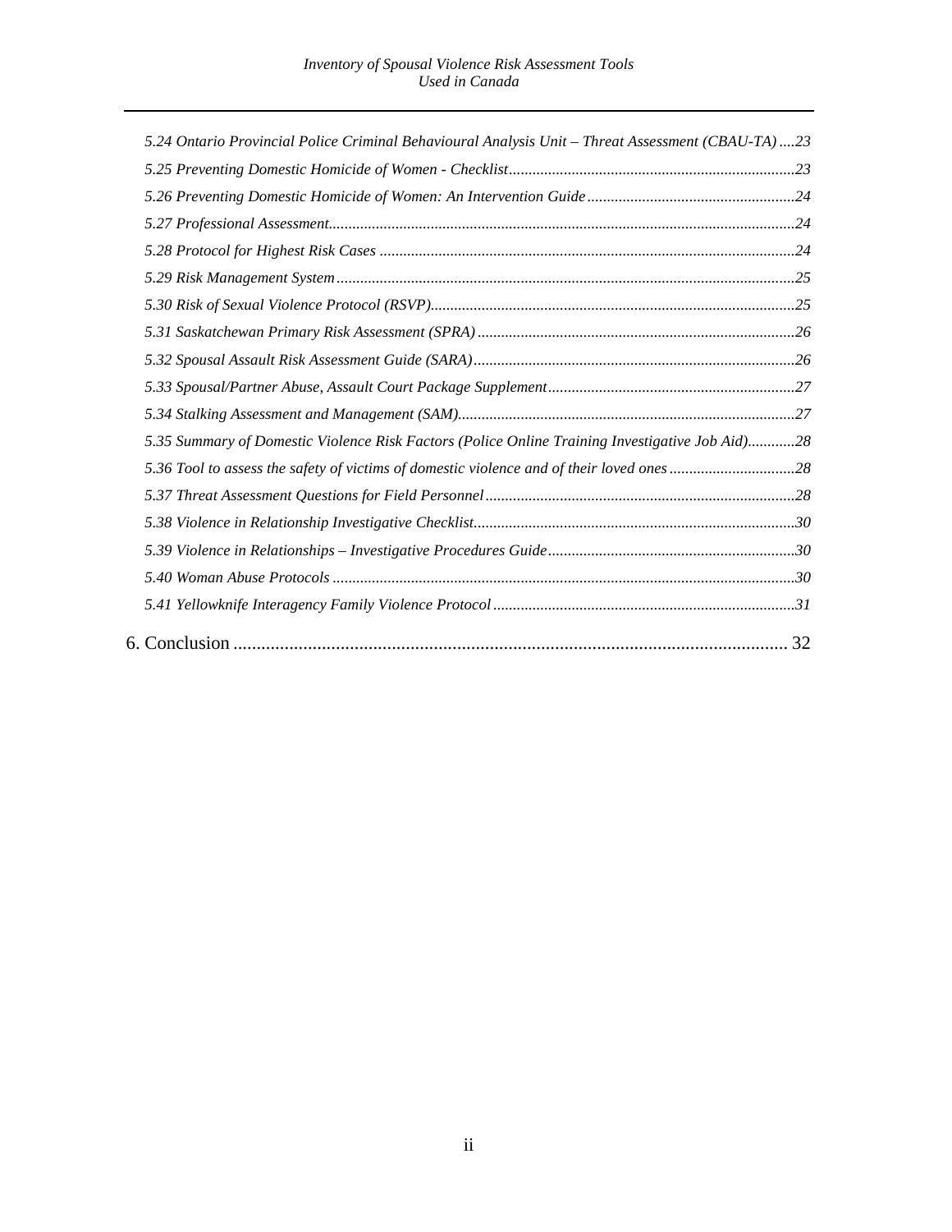*5.24 Ontario Provincial Police Criminal Behavioural Analysis Unit – Threat Assessment (CBAU-TA) ....23*

*5.25 Preventing Domestic Homicide of Women - Checklist.........................................................................23*

*5.26 Preventing Domestic Homicide of Women: An Intervention Guide.....................................................24*

*5.27 Professional Assessment......................................................................................................................24*

*5.28 Protocol for Highest Risk Cases .........................................................................................................24*

*5.29 Risk Management System....................................................................................................................25*

*5.30 Risk of Sexual Violence Protocol (RSVP)............................................................................................25*

*5.31 Saskatchewan Primary Risk Assessment (SPRA) ................................................................................26*

*5.32 Spousal Assault Risk Assessment Guide (SARA).................................................................................26*

*5.33 Spousal/Partner Abuse, Assault Court Package Supplement...............................................................27*

*5.34 Stalking Assessment and Management (SAM).....................................................................................27*

*5.35 Summary of Domestic Violence Risk Factors (Police Online Training Investigative Job Aid)............28*

*5.36 Tool to assess the safety of victims of domestic violence and of their loved ones................................28*

*5.37 Threat Assessment Questions for Field Personnel...............................................................................28*

*5.38 Violence in Relationship Investigative Checklist..................................................................................30*

*5.39 Violence in Relationships – Investigative Procedures Guide...............................................................30*

*5.40 Woman Abuse Protocols .....................................................................................................................30*

*5.41 Yellowknife Interagency Family Violence Protocol.............................................................................31*

6. Conclusion ........................................................................................................................ 32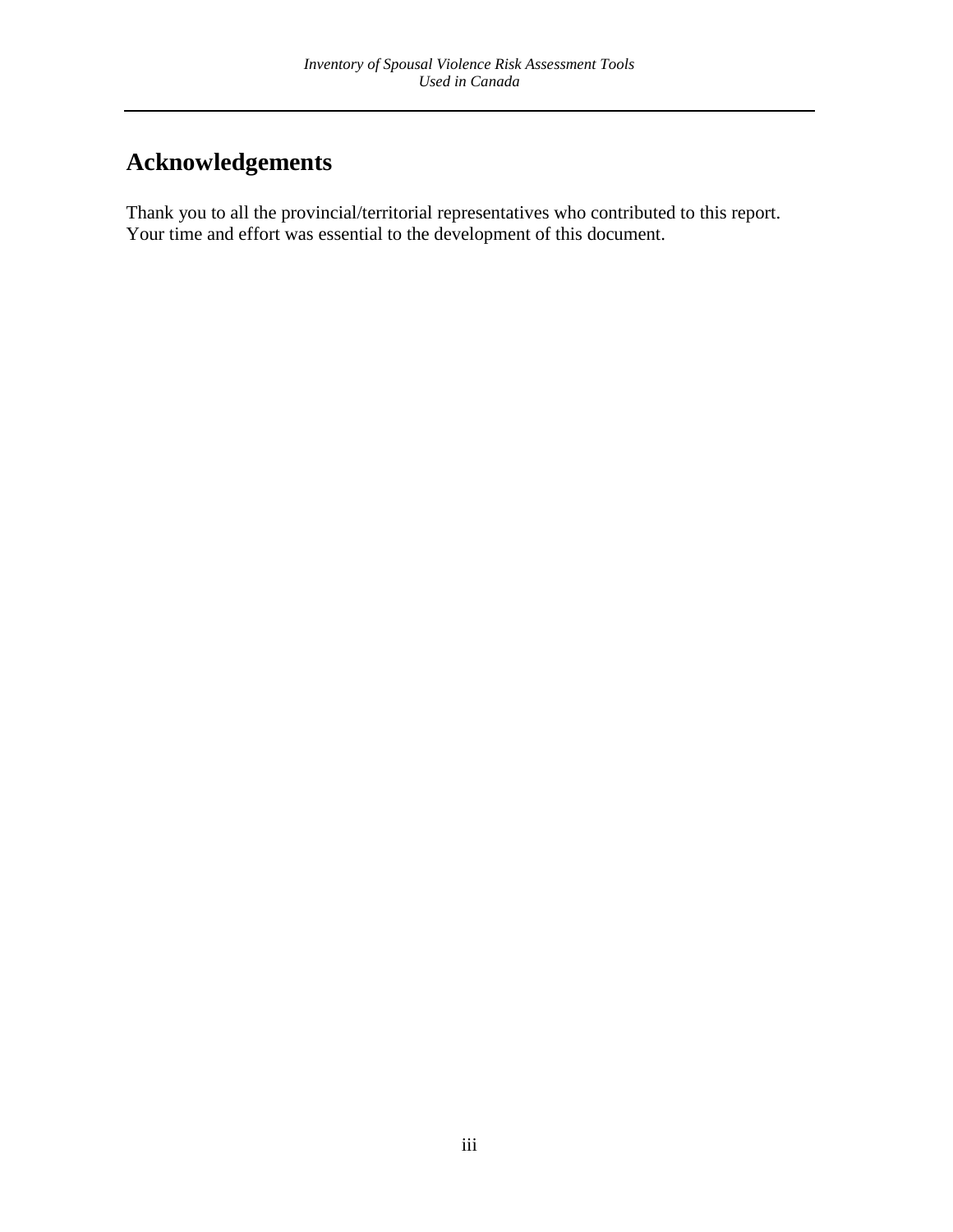## Acknowledgements

Thank you to all the provincial/territorial representatives who contributed to this report. Your time and effort was essential to the development of this document.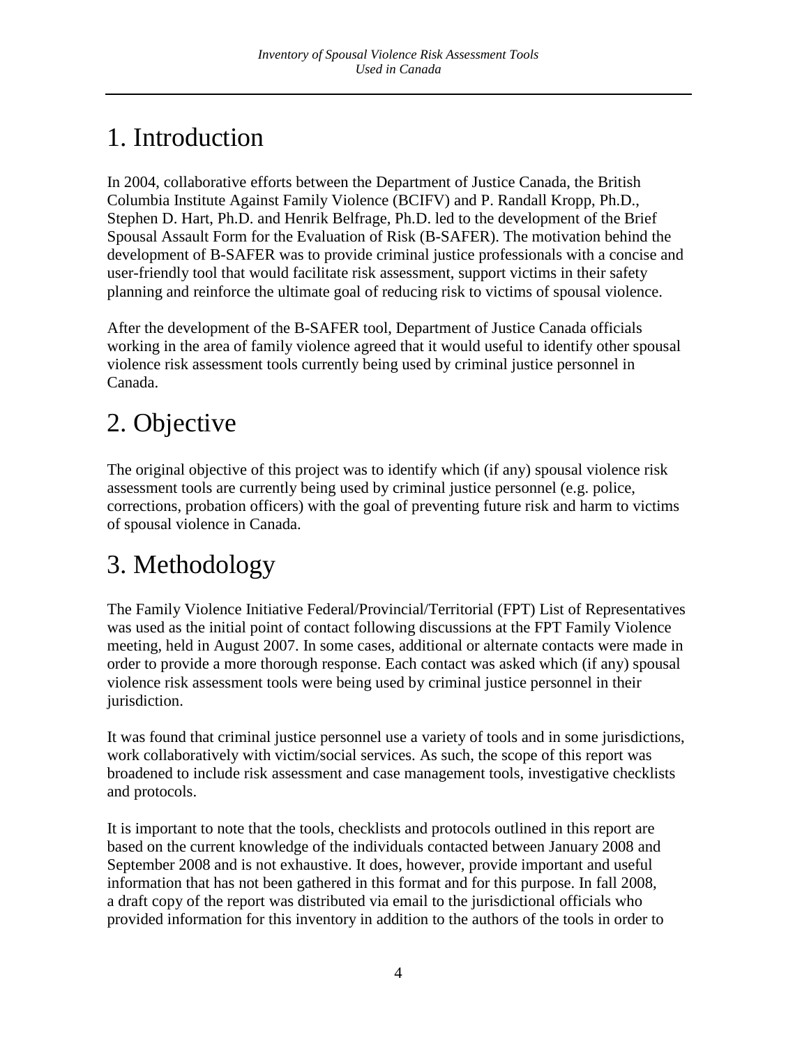# 1. Introduction

In 2004, collaborative efforts between the Department of Justice Canada, the British Columbia Institute Against Family Violence (BCIFV) and P. Randall Kropp, Ph.D., Stephen D. Hart, Ph.D. and Henrik Belfrage, Ph.D. led to the development of the Brief Spousal Assault Form for the Evaluation of Risk (B-SAFER). The motivation behind the development of B-SAFER was to provide criminal justice professionals with a concise and user-friendly tool that would facilitate risk assessment, support victims in their safety planning and reinforce the ultimate goal of reducing risk to victims of spousal violence.

After the development of the B-SAFER tool, Department of Justice Canada officials working in the area of family violence agreed that it would useful to identify other spousal violence risk assessment tools currently being used by criminal justice personnel in Canada.

# 2. Objective

The original objective of this project was to identify which (if any) spousal violence risk assessment tools are currently being used by criminal justice personnel (e.g. police, corrections, probation officers) with the goal of preventing future risk and harm to victims of spousal violence in Canada.

# 3. Methodology

The Family Violence Initiative Federal/Provincial/Territorial (FPT) List of Representatives was used as the initial point of contact following discussions at the FPT Family Violence meeting, held in August 2007. In some cases, additional or alternate contacts were made in order to provide a more thorough response. Each contact was asked which (if any) spousal violence risk assessment tools were being used by criminal justice personnel in their jurisdiction.

It was found that criminal justice personnel use a variety of tools and in some jurisdictions, work collaboratively with victim/social services. As such, the scope of this report was broadened to include risk assessment and case management tools, investigative checklists and protocols.

It is important to note that the tools, checklists and protocols outlined in this report are based on the current knowledge of the individuals contacted between January 2008 and September 2008 and is not exhaustive. It does, however, provide important and useful information that has not been gathered in this format and for this purpose. In fall 2008, a draft copy of the report was distributed via email to the jurisdictional officials who provided information for this inventory in addition to the authors of the tools in order to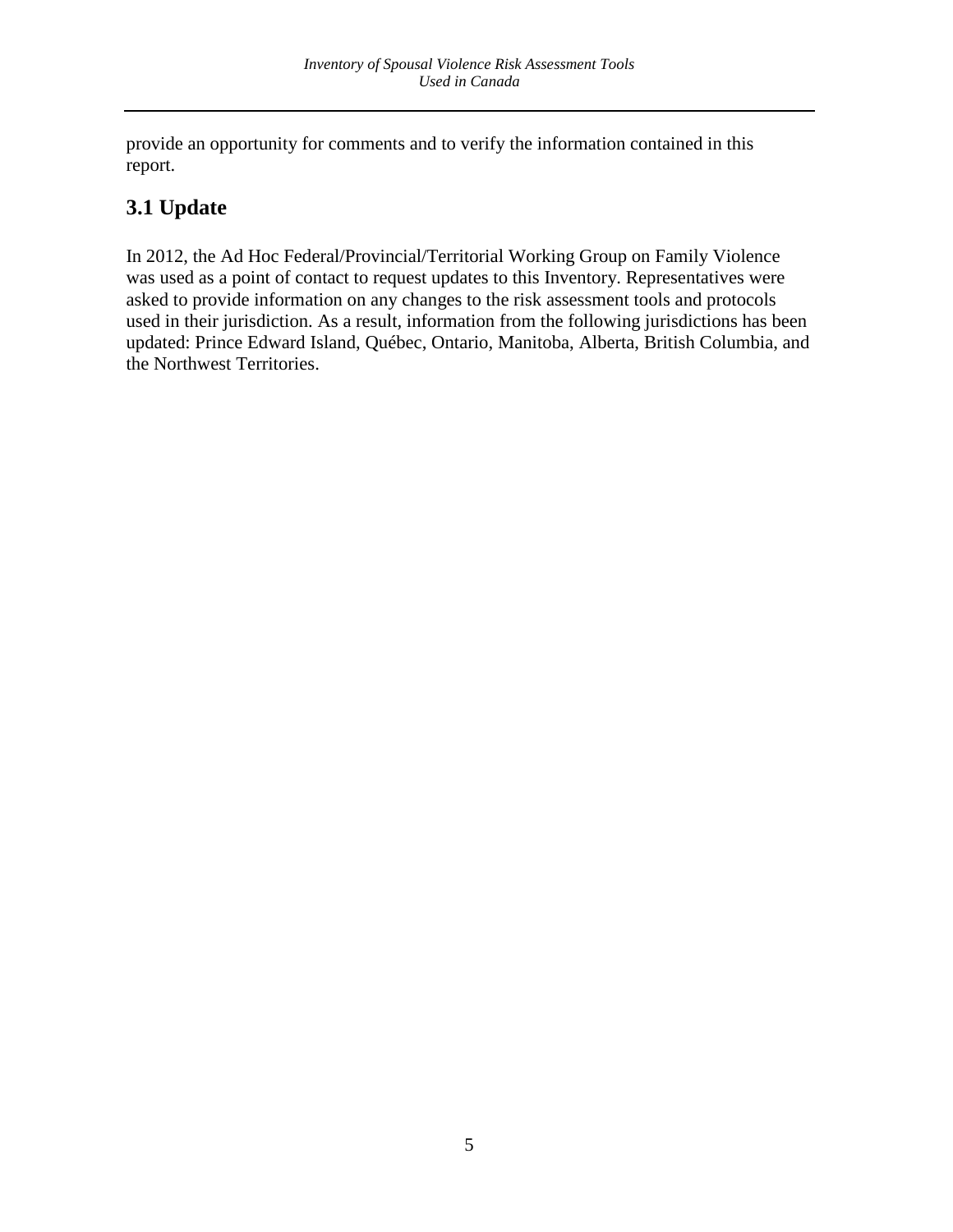provide an opportunity for comments and to verify the information contained in this report.

## 3.1 Update

In 2012, the Ad Hoc Federal/Provincial/Territorial Working Group on Family Violence was used as a point of contact to request updates to this Inventory. Representatives were asked to provide information on any changes to the risk assessment tools and protocols used in their jurisdiction. As a result, information from the following jurisdictions has been updated: Prince Edward Island, Québec, Ontario, Manitoba, Alberta, British Columbia, and the Northwest Territories.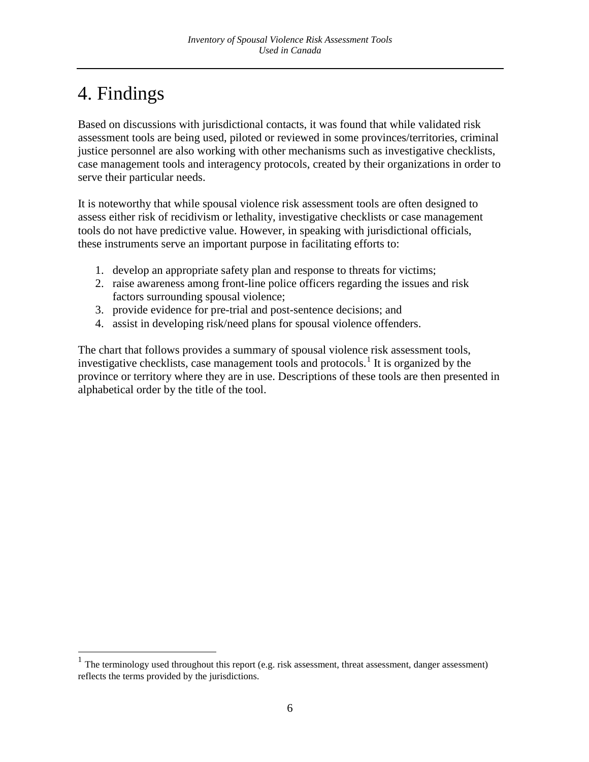# 4. Findings

Based on discussions with jurisdictional contacts, it was found that while validated risk assessment tools are being used, piloted or reviewed in some provinces/territories, criminal justice personnel are also working with other mechanisms such as investigative checklists, case management tools and interagency protocols, created by their organizations in order to serve their particular needs.

It is noteworthy that while spousal violence risk assessment tools are often designed to assess either risk of recidivism or lethality, investigative checklists or case management tools do not have predictive value. However, in speaking with jurisdictional officials, these instruments serve an important purpose in facilitating efforts to:

1. develop an appropriate safety plan and response to threats for victims;
2. raise awareness among front-line police officers regarding the issues and risk factors surrounding spousal violence;
3. provide evidence for pre-trial and post-sentence decisions; and
4. assist in developing risk/need plans for spousal violence offenders.

The chart that follows provides a summary of spousal violence risk assessment tools, investigative checklists, case management tools and protocols.[1] It is organized by the province or territory where they are in use. Descriptions of these tools are then presented in alphabetical order by the title of the tool.

[1] The terminology used throughout this report (e.g. risk assessment, threat assessment, danger assessment) reflects the terms provided by the jurisdictions.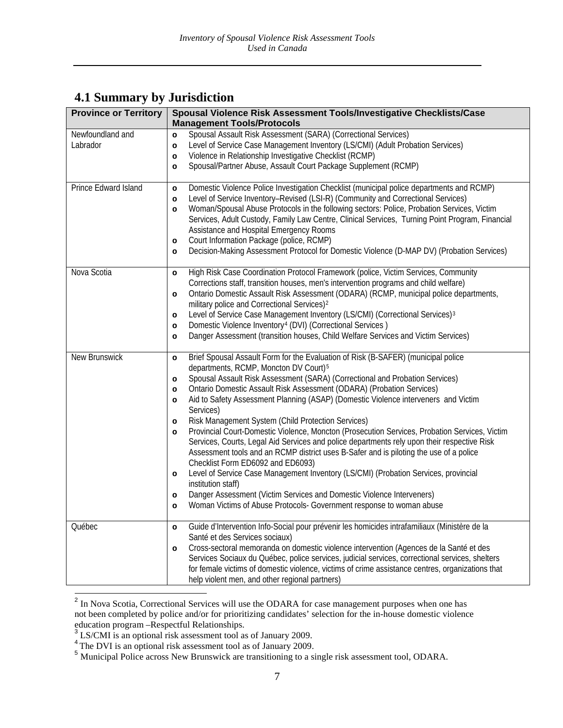## 4.1 Summary by Jurisdiction

| Province or Territory | Spousal Violence Risk Assessment Tools/Investigative Checklists/Case Management Tools/Protocols |
|---|---|
| Newfoundland and Labrador | o Spousal Assault Risk Assessment (SARA) (Correctional Services)<br>o Level of Service Case Management Inventory (LS/CMI) (Adult Probation Services)<br>o Violence in Relationship Investigative Checklist (RCMP)<br>o Spousal/Partner Abuse, Assault Court Package Supplement (RCMP) |
| Prince Edward Island | o Domestic Violence Police Investigation Checklist (municipal police departments and RCMP)<br>o Level of Service Inventory–Revised (LSI-R) (Community and Correctional Services)<br>o Woman/Spousal Abuse Protocols in the following sectors: Police, Probation Services, Victim Services, Adult Custody, Family Law Centre, Clinical Services, Turning Point Program, Financial Assistance and Hospital Emergency Rooms<br>o Court Information Package (police, RCMP)<br>o Decision-Making Assessment Protocol for Domestic Violence (D-MAP DV) (Probation Services) |
| Nova Scotia | o High Risk Case Coordination Protocol Framework (police, Victim Services, Community Corrections staff, transition houses, men's intervention programs and child welfare)<br>o Ontario Domestic Assault Risk Assessment (ODARA) (RCMP, municipal police departments, military police and Correctional Services)[2]<br>o Level of Service Case Management Inventory (LS/CMI) (Correctional Services)[3]<br>o Domestic Violence Inventory[4] (DVI) (Correctional Services )<br>o Danger Assessment (transition houses, Child Welfare Services and Victim Services) |
| New Brunswick | o Brief Spousal Assault Form for the Evaluation of Risk (B-SAFER) (municipal police departments, RCMP, Moncton DV Court)[5]<br>o Spousal Assault Risk Assessment (SARA) (Correctional and Probation Services)<br>o Ontario Domestic Assault Risk Assessment (ODARA) (Probation Services)<br>o Aid to Safety Assessment Planning (ASAP) (Domestic Violence interveners and Victim Services)<br>o Risk Management System (Child Protection Services)<br>o Provincial Court-Domestic Violence, Moncton (Prosecution Services, Probation Services, Victim Services, Courts, Legal Aid Services and police departments rely upon their respective Risk Assessment tools and an RCMP district uses B-Safer and is piloting the use of a police Checklist Form ED6092 and ED6093)<br>o Level of Service Case Management Inventory (LS/CMI) (Probation Services, provincial institution staff)<br>o Danger Assessment (Victim Services and Domestic Violence Interveners)<br>o Woman Victims of Abuse Protocols- Government response to woman abuse |
| Québec | o Guide d'Intervention Info-Social pour prévenir les homicides intrafamiliaux (Ministère de la Santé et des Services sociaux)<br>o Cross-sectoral memoranda on domestic violence intervention (Agences de la Santé et des Services Sociaux du Québec, police services, judicial services, correctional services, shelters for female victims of domestic violence, victims of crime assistance centres, organizations that help violent men, and other regional partners) |

[2] In Nova Scotia, Correctional Services will use the ODARA for case management purposes when one has not been completed by police and/or for prioritizing candidates' selection for the in-house domestic violence education program –Respectful Relationships.

[3] LS/CMI is an optional risk assessment tool as of January 2009.

[4] The DVI is an optional risk assessment tool as of January 2009.

[5] Municipal Police across New Brunswick are transitioning to a single risk assessment tool, ODARA.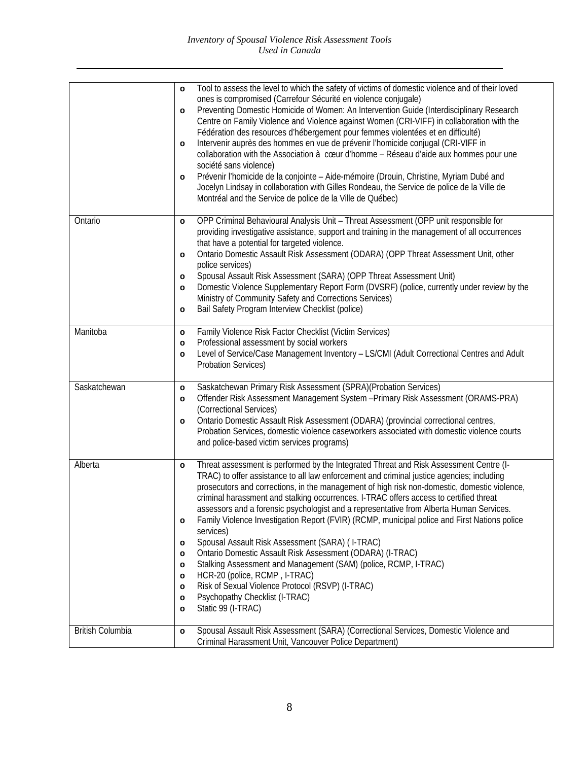| | |
|---|---|
| | o Tool to assess the level to which the safety of victims of domestic violence and of their loved ones is compromised (Carrefour Sécurité en violence conjugale)<br>o Preventing Domestic Homicide of Women: An Intervention Guide (Interdisciplinary Research Centre on Family Violence and Violence against Women (CRI-VIFF) in collaboration with the Fédération des resources d'hébergement pour femmes violentées et en difficulté)<br>o Intervenir auprès des hommes en vue de prévenir l'homicide conjugal (CRI-VIFF in collaboration with the Association à cœur d'homme – Réseau d'aide aux hommes pour une société sans violence)<br>o Prévenir l'homicide de la conjointe – Aide-mémoire (Drouin, Christine, Myriam Dubé and Jocelyn Lindsay in collaboration with Gilles Rondeau, the Service de police de la Ville de Montréal and the Service de police de la Ville de Québec) |
| Ontario | o OPP Criminal Behavioural Analysis Unit – Threat Assessment (OPP unit responsible for providing investigative assistance, support and training in the management of all occurrences that have a potential for targeted violence.<br>o Ontario Domestic Assault Risk Assessment (ODARA) (OPP Threat Assessment Unit, other police services)<br>o Spousal Assault Risk Assessment (SARA) (OPP Threat Assessment Unit)<br>o Domestic Violence Supplementary Report Form (DVSRF) (police, currently under review by the Ministry of Community Safety and Corrections Services)<br>o Bail Safety Program Interview Checklist (police) |
| Manitoba | o Family Violence Risk Factor Checklist (Victim Services)<br>o Professional assessment by social workers<br>o Level of Service/Case Management Inventory – LS/CMI (Adult Correctional Centres and Adult Probation Services) |
| Saskatchewan | o Saskatchewan Primary Risk Assessment (SPRA)(Probation Services)<br>o Offender Risk Assessment Management System –Primary Risk Assessment (ORAMS-PRA) (Correctional Services)<br>o Ontario Domestic Assault Risk Assessment (ODARA) (provincial correctional centres, Probation Services, domestic violence caseworkers associated with domestic violence courts and police-based victim services programs) |
| Alberta | o Threat assessment is performed by the Integrated Threat and Risk Assessment Centre (I-TRAC) to offer assistance to all law enforcement and criminal justice agencies; including prosecutors and corrections, in the management of high risk non-domestic, domestic violence, criminal harassment and stalking occurrences. I-TRAC offers access to certified threat assessors and a forensic psychologist and a representative from Alberta Human Services.<br>o Family Violence Investigation Report (FVIR) (RCMP, municipal police and First Nations police services)<br>o Spousal Assault Risk Assessment (SARA) ( I-TRAC)<br>o Ontario Domestic Assault Risk Assessment (ODARA) (I-TRAC)<br>o Stalking Assessment and Management (SAM) (police, RCMP, I-TRAC)<br>o HCR-20 (police, RCMP , I-TRAC)<br>o Risk of Sexual Violence Protocol (RSVP) (I-TRAC)<br>o Psychopathy Checklist (I-TRAC)<br>o Static 99 (I-TRAC) |
| British Columbia | o Spousal Assault Risk Assessment (SARA) (Correctional Services, Domestic Violence and Criminal Harassment Unit, Vancouver Police Department) |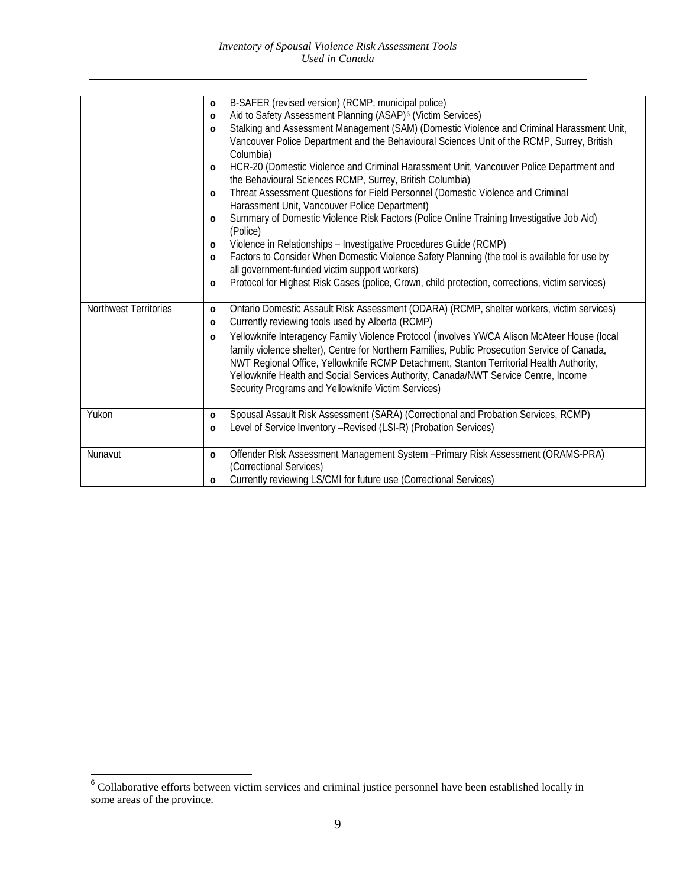| | |
|---|---|
| | <ul><li>B-SAFER (revised version) (RCMP, municipal police)</li><li>Aid to Safety Assessment Planning (ASAP)[6] (Victim Services)</li><li>Stalking and Assessment Management (SAM) (Domestic Violence and Criminal Harassment Unit, Vancouver Police Department and the Behavioural Sciences Unit of the RCMP, Surrey, British Columbia)</li><li>HCR-20 (Domestic Violence and Criminal Harassment Unit, Vancouver Police Department and the Behavioural Sciences RCMP, Surrey, British Columbia)</li><li>Threat Assessment Questions for Field Personnel (Domestic Violence and Criminal Harassment Unit, Vancouver Police Department)</li><li>Summary of Domestic Violence Risk Factors (Police Online Training Investigative Job Aid) (Police)</li><li>Violence in Relationships – Investigative Procedures Guide (RCMP)</li><li>Factors to Consider When Domestic Violence Safety Planning (the tool is available for use by all government-funded victim support workers)</li><li>Protocol for Highest Risk Cases (police, Crown, child protection, corrections, victim services)</li></ul> |
| Northwest Territories | <ul><li>Ontario Domestic Assault Risk Assessment (ODARA) (RCMP, shelter workers, victim services)</li><li>Currently reviewing tools used by Alberta (RCMP)</li><li>Yellowknife Interagency Family Violence Protocol (involves YWCA Alison McAteer House (local family violence shelter), Centre for Northern Families, Public Prosecution Service of Canada, NWT Regional Office, Yellowknife RCMP Detachment, Stanton Territorial Health Authority, Yellowknife Health and Social Services Authority, Canada/NWT Service Centre, Income Security Programs and Yellowknife Victim Services)</li></ul> |
| Yukon | <ul><li>Spousal Assault Risk Assessment (SARA) (Correctional and Probation Services, RCMP)</li><li>Level of Service Inventory –Revised (LSI-R) (Probation Services)</li></ul> |
| Nunavut | <ul><li>Offender Risk Assessment Management System –Primary Risk Assessment (ORAMS-PRA) (Correctional Services)</li><li>Currently reviewing LS/CMI for future use (Correctional Services)</li></ul> |

[6] Collaborative efforts between victim services and criminal justice personnel have been established locally in some areas of the province.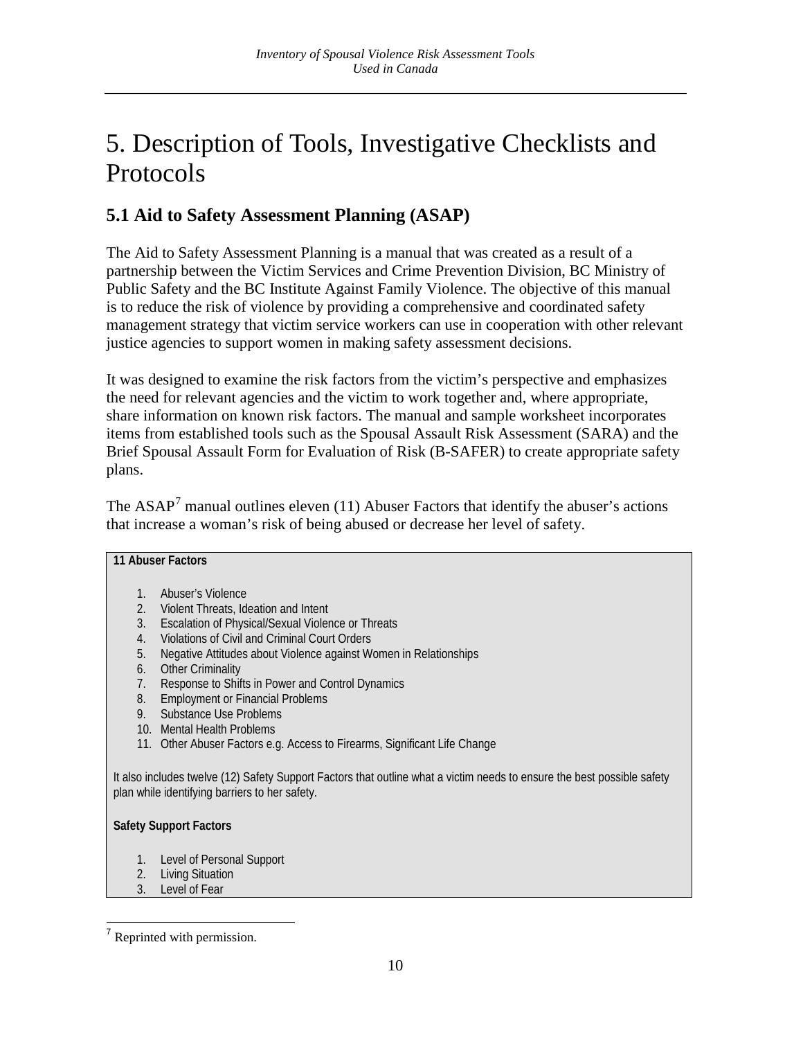# 5. Description of Tools, Investigative Checklists and Protocols

## 5.1 Aid to Safety Assessment Planning (ASAP)

The Aid to Safety Assessment Planning is a manual that was created as a result of a partnership between the Victim Services and Crime Prevention Division, BC Ministry of Public Safety and the BC Institute Against Family Violence. The objective of this manual is to reduce the risk of violence by providing a comprehensive and coordinated safety management strategy that victim service workers can use in cooperation with other relevant justice agencies to support women in making safety assessment decisions.

It was designed to examine the risk factors from the victim's perspective and emphasizes the need for relevant agencies and the victim to work together and, where appropriate, share information on known risk factors. The manual and sample worksheet incorporates items from established tools such as the Spousal Assault Risk Assessment (SARA) and the Brief Spousal Assault Form for Evaluation of Risk (B-SAFER) to create appropriate safety plans.

The ASAP[7] manual outlines eleven (11) Abuser Factors that identify the abuser's actions that increase a woman's risk of being abused or decrease her level of safety.

**11 Abuser Factors**

1. Abuser's Violence
2. Violent Threats, Ideation and Intent
3. Escalation of Physical/Sexual Violence or Threats
4. Violations of Civil and Criminal Court Orders
5. Negative Attitudes about Violence against Women in Relationships
6. Other Criminality
7. Response to Shifts in Power and Control Dynamics
8. Employment or Financial Problems
9. Substance Use Problems
10. Mental Health Problems
11. Other Abuser Factors e.g. Access to Firearms, Significant Life Change

It also includes twelve (12) Safety Support Factors that outline what a victim needs to ensure the best possible safety plan while identifying barriers to her safety.

**Safety Support Factors**

1. Level of Personal Support
2. Living Situation
3. Level of Fear

[7] Reprinted with permission.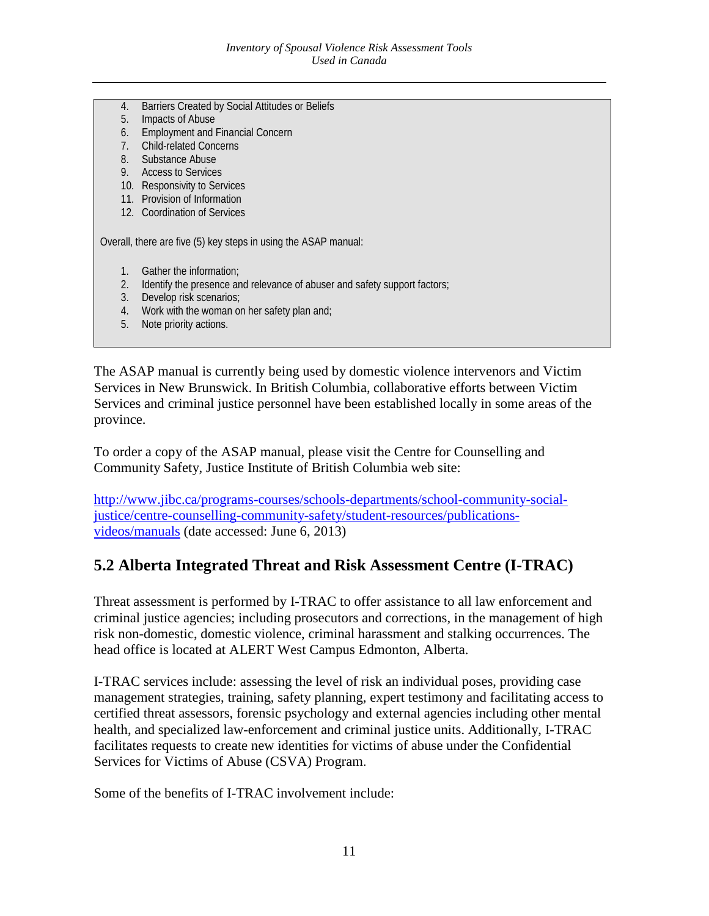4. Barriers Created by Social Attitudes or Beliefs
5. Impacts of Abuse
6. Employment and Financial Concern
7. Child-related Concerns
8. Substance Abuse
9. Access to Services
10. Responsivity to Services
11. Provision of Information
12. Coordination of Services

Overall, there are five (5) key steps in using the ASAP manual:

1. Gather the information;
2. Identify the presence and relevance of abuser and safety support factors;
3. Develop risk scenarios;
4. Work with the woman on her safety plan and;
5. Note priority actions.

The ASAP manual is currently being used by domestic violence intervenors and Victim Services in New Brunswick. In British Columbia, collaborative efforts between Victim Services and criminal justice personnel have been established locally in some areas of the province.

To order a copy of the ASAP manual, please visit the Centre for Counselling and Community Safety, Justice Institute of British Columbia web site:

http://www.jibc.ca/programs-courses/schools-departments/school-community-social-justice/centre-counselling-community-safety/student-resources/publications-videos/manuals (date accessed: June 6, 2013)

## 5.2 Alberta Integrated Threat and Risk Assessment Centre (I-TRAC)

Threat assessment is performed by I-TRAC to offer assistance to all law enforcement and criminal justice agencies; including prosecutors and corrections, in the management of high risk non-domestic, domestic violence, criminal harassment and stalking occurrences. The head office is located at ALERT West Campus Edmonton, Alberta.

I-TRAC services include: assessing the level of risk an individual poses, providing case management strategies, training, safety planning, expert testimony and facilitating access to certified threat assessors, forensic psychology and external agencies including other mental health, and specialized law-enforcement and criminal justice units. Additionally, I-TRAC facilitates requests to create new identities for victims of abuse under the Confidential Services for Victims of Abuse (CSVA) Program.

Some of the benefits of I-TRAC involvement include: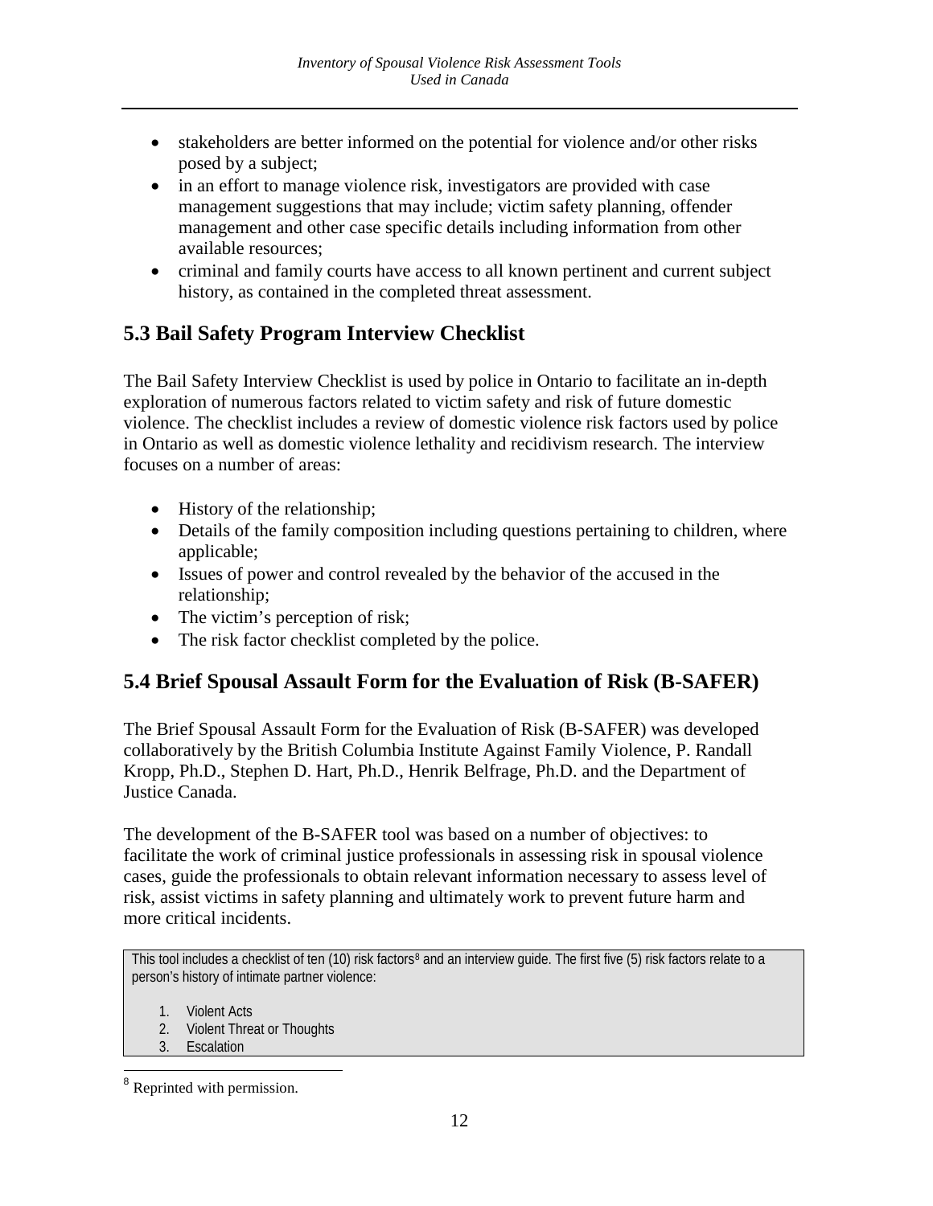- stakeholders are better informed on the potential for violence and/or other risks posed by a subject;
- in an effort to manage violence risk, investigators are provided with case management suggestions that may include; victim safety planning, offender management and other case specific details including information from other available resources;
- criminal and family courts have access to all known pertinent and current subject history, as contained in the completed threat assessment.

## 5.3 Bail Safety Program Interview Checklist

The Bail Safety Interview Checklist is used by police in Ontario to facilitate an in-depth exploration of numerous factors related to victim safety and risk of future domestic violence. The checklist includes a review of domestic violence risk factors used by police in Ontario as well as domestic violence lethality and recidivism research. The interview focuses on a number of areas:

- History of the relationship;
- Details of the family composition including questions pertaining to children, where applicable;
- Issues of power and control revealed by the behavior of the accused in the relationship;
- The victim's perception of risk;
- The risk factor checklist completed by the police.

## 5.4 Brief Spousal Assault Form for the Evaluation of Risk (B-SAFER)

The Brief Spousal Assault Form for the Evaluation of Risk (B-SAFER) was developed collaboratively by the British Columbia Institute Against Family Violence, P. Randall Kropp, Ph.D., Stephen D. Hart, Ph.D., Henrik Belfrage, Ph.D. and the Department of Justice Canada.

The development of the B-SAFER tool was based on a number of objectives: to facilitate the work of criminal justice professionals in assessing risk in spousal violence cases, guide the professionals to obtain relevant information necessary to assess level of risk, assist victims in safety planning and ultimately work to prevent future harm and more critical incidents.

This tool includes a checklist of ten (10) risk factors[8] and an interview guide. The first five (5) risk factors relate to a person's history of intimate partner violence:

1. Violent Acts
2. Violent Threat or Thoughts
3. Escalation

[8] Reprinted with permission.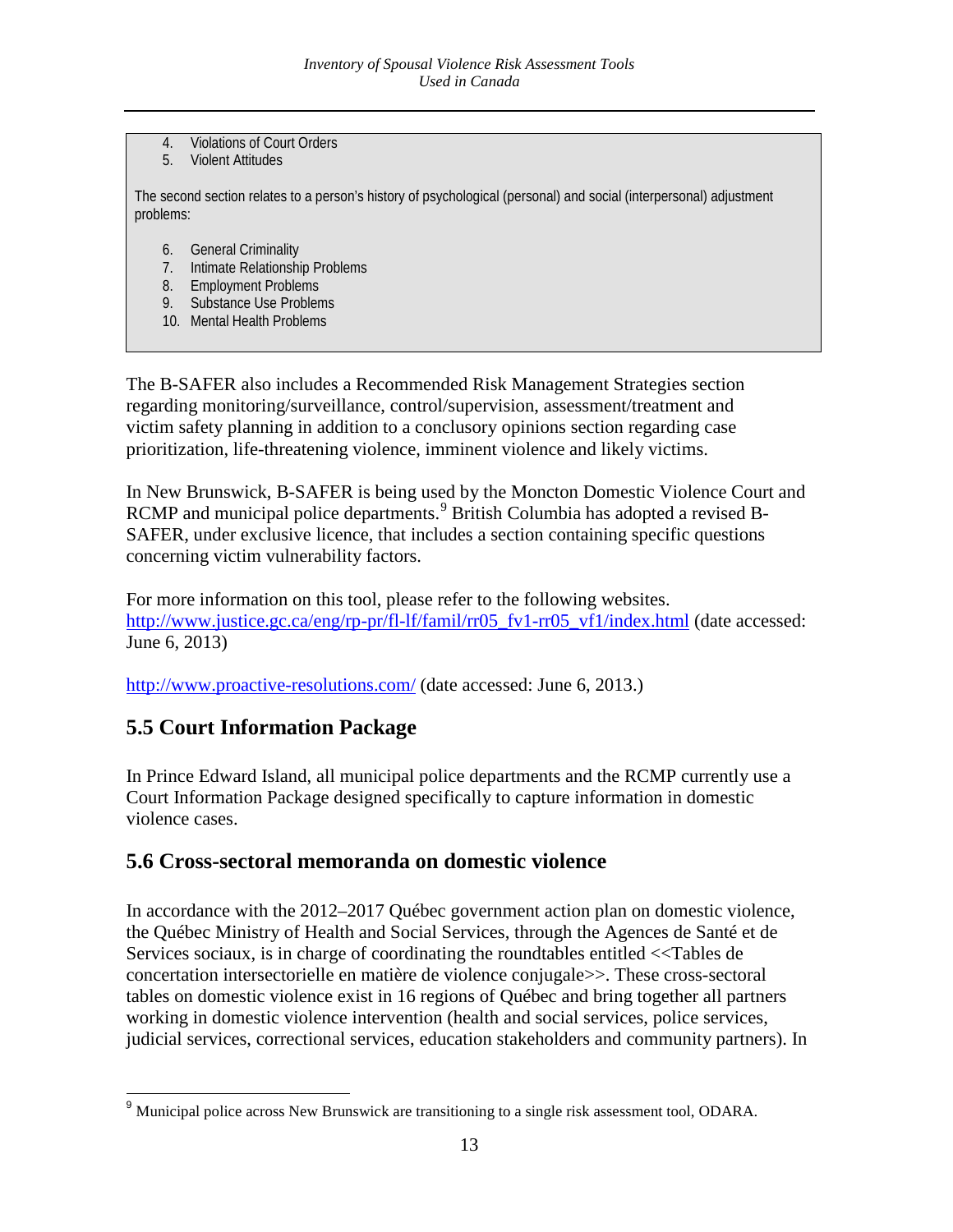4. Violations of Court Orders
5. Violent Attitudes

The second section relates to a person's history of psychological (personal) and social (interpersonal) adjustment problems:

6. General Criminality
7. Intimate Relationship Problems
8. Employment Problems
9. Substance Use Problems
10. Mental Health Problems

The B-SAFER also includes a Recommended Risk Management Strategies section regarding monitoring/surveillance, control/supervision, assessment/treatment and victim safety planning in addition to a conclusory opinions section regarding case prioritization, life-threatening violence, imminent violence and likely victims.

In New Brunswick, B-SAFER is being used by the Moncton Domestic Violence Court and RCMP and municipal police departments.[9] British Columbia has adopted a revised B-SAFER, under exclusive licence, that includes a section containing specific questions concerning victim vulnerability factors.

For more information on this tool, please refer to the following websites. http://www.justice.gc.ca/eng/rp-pr/fl-lf/famil/rr05_fv1-rr05_vf1/index.html (date accessed: June 6, 2013)

http://www.proactive-resolutions.com/ (date accessed: June 6, 2013.)

## 5.5 Court Information Package

In Prince Edward Island, all municipal police departments and the RCMP currently use a Court Information Package designed specifically to capture information in domestic violence cases.

## 5.6 Cross-sectoral memoranda on domestic violence

In accordance with the 2012–2017 Québec government action plan on domestic violence, the Québec Ministry of Health and Social Services, through the Agences de Santé et de Services sociaux, is in charge of coordinating the roundtables entitled <<Tables de concertation intersectorielle en matière de violence conjugale>>. These cross-sectoral tables on domestic violence exist in 16 regions of Québec and bring together all partners working in domestic violence intervention (health and social services, police services, judicial services, correctional services, education stakeholders and community partners). In

[9] Municipal police across New Brunswick are transitioning to a single risk assessment tool, ODARA.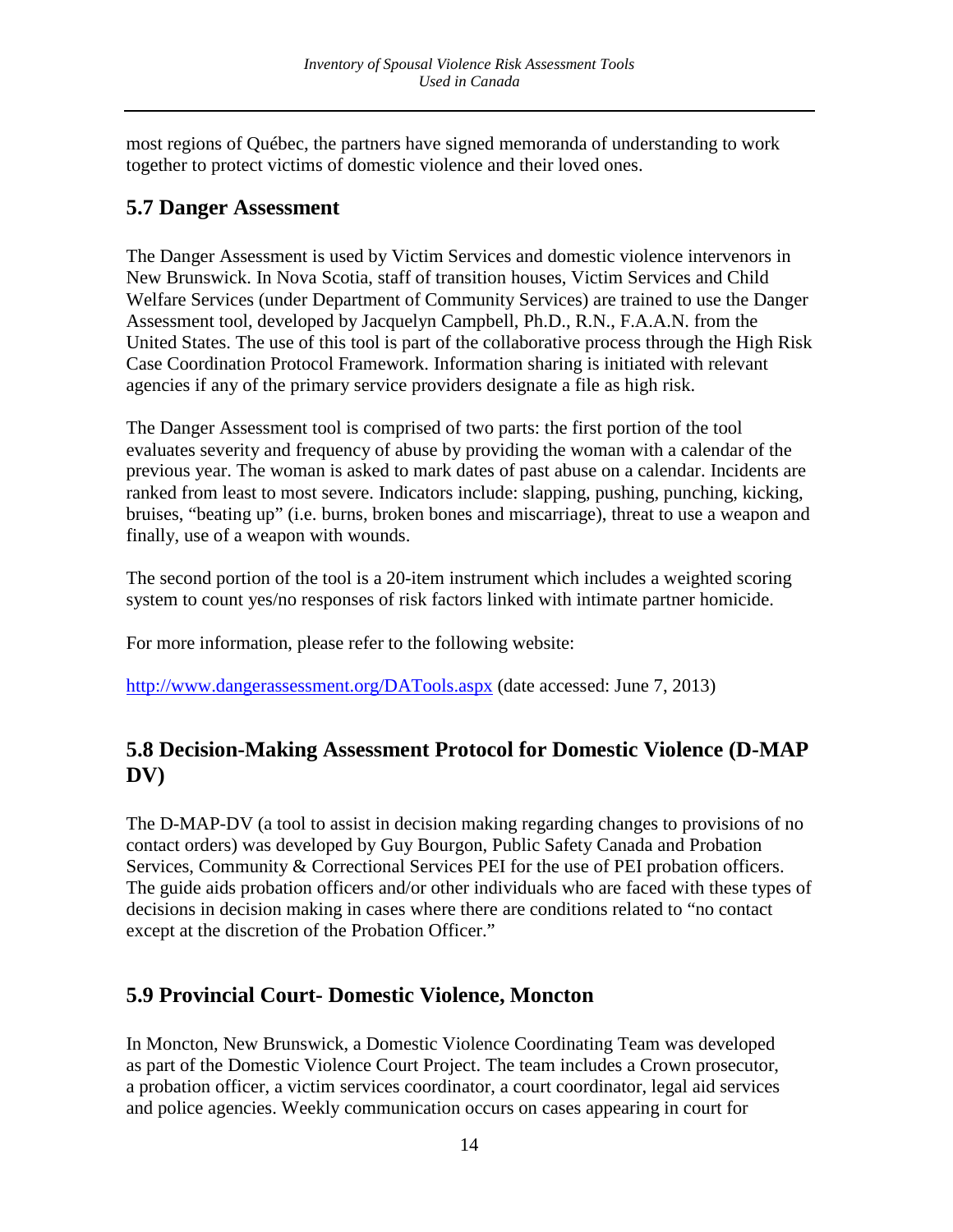most regions of Québec, the partners have signed memoranda of understanding to work together to protect victims of domestic violence and their loved ones.

## 5.7 Danger Assessment

The Danger Assessment is used by Victim Services and domestic violence intervenors in New Brunswick. In Nova Scotia, staff of transition houses, Victim Services and Child Welfare Services (under Department of Community Services) are trained to use the Danger Assessment tool, developed by Jacquelyn Campbell, Ph.D., R.N., F.A.A.N. from the United States. The use of this tool is part of the collaborative process through the High Risk Case Coordination Protocol Framework. Information sharing is initiated with relevant agencies if any of the primary service providers designate a file as high risk.

The Danger Assessment tool is comprised of two parts: the first portion of the tool evaluates severity and frequency of abuse by providing the woman with a calendar of the previous year. The woman is asked to mark dates of past abuse on a calendar. Incidents are ranked from least to most severe. Indicators include: slapping, pushing, punching, kicking, bruises, “beating up” (i.e. burns, broken bones and miscarriage), threat to use a weapon and finally, use of a weapon with wounds.

The second portion of the tool is a 20-item instrument which includes a weighted scoring system to count yes/no responses of risk factors linked with intimate partner homicide.

For more information, please refer to the following website:

[http://www.dangerassessment.org/DATools.aspx](http://www.dangerassessment.org/DATools.aspx) (date accessed: June 7, 2013)

## 5.8 Decision-Making Assessment Protocol for Domestic Violence (D-MAP DV)

The D-MAP-DV (a tool to assist in decision making regarding changes to provisions of no contact orders) was developed by Guy Bourgon, Public Safety Canada and Probation Services, Community & Correctional Services PEI for the use of PEI probation officers. The guide aids probation officers and/or other individuals who are faced with these types of decisions in decision making in cases where there are conditions related to “no contact except at the discretion of the Probation Officer.”

## 5.9 Provincial Court- Domestic Violence, Moncton

In Moncton, New Brunswick, a Domestic Violence Coordinating Team was developed as part of the Domestic Violence Court Project. The team includes a Crown prosecutor, a probation officer, a victim services coordinator, a court coordinator, legal aid services and police agencies. Weekly communication occurs on cases appearing in court for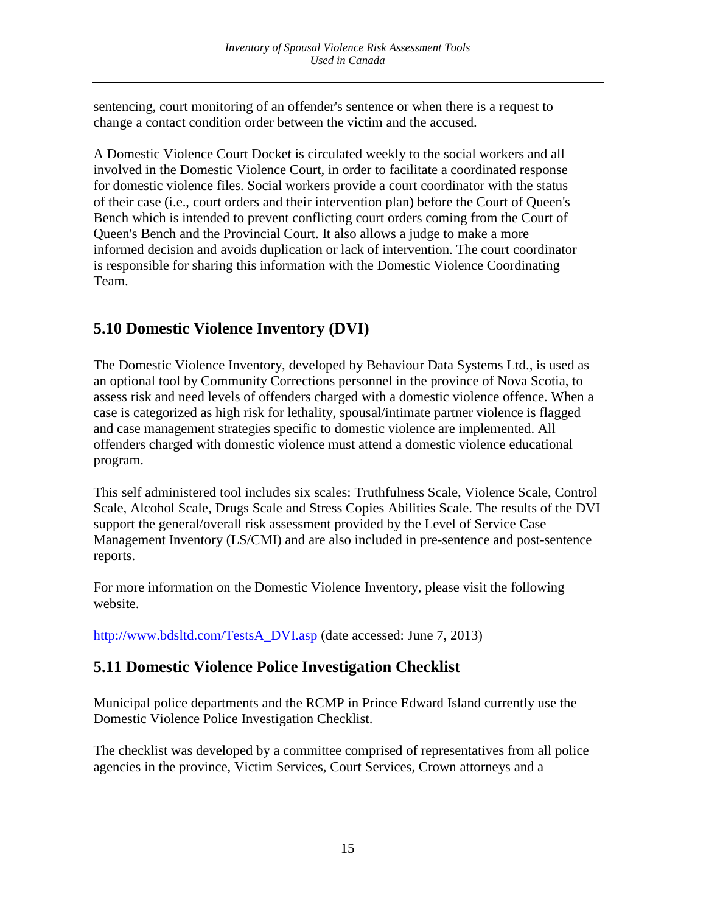sentencing, court monitoring of an offender's sentence or when there is a request to change a contact condition order between the victim and the accused.

A Domestic Violence Court Docket is circulated weekly to the social workers and all involved in the Domestic Violence Court, in order to facilitate a coordinated response for domestic violence files. Social workers provide a court coordinator with the status of their case (i.e., court orders and their intervention plan) before the Court of Queen's Bench which is intended to prevent conflicting court orders coming from the Court of Queen's Bench and the Provincial Court. It also allows a judge to make a more informed decision and avoids duplication or lack of intervention. The court coordinator is responsible for sharing this information with the Domestic Violence Coordinating Team.

## 5.10 Domestic Violence Inventory (DVI)

The Domestic Violence Inventory, developed by Behaviour Data Systems Ltd., is used as an optional tool by Community Corrections personnel in the province of Nova Scotia, to assess risk and need levels of offenders charged with a domestic violence offence. When a case is categorized as high risk for lethality, spousal/intimate partner violence is flagged and case management strategies specific to domestic violence are implemented. All offenders charged with domestic violence must attend a domestic violence educational program.

This self administered tool includes six scales: Truthfulness Scale, Violence Scale, Control Scale, Alcohol Scale, Drugs Scale and Stress Copies Abilities Scale. The results of the DVI support the general/overall risk assessment provided by the Level of Service Case Management Inventory (LS/CMI) and are also included in pre-sentence and post-sentence reports.

For more information on the Domestic Violence Inventory, please visit the following website.

http://www.bdsltd.com/TestsA_DVI.asp (date accessed: June 7, 2013)

## 5.11 Domestic Violence Police Investigation Checklist

Municipal police departments and the RCMP in Prince Edward Island currently use the Domestic Violence Police Investigation Checklist.

The checklist was developed by a committee comprised of representatives from all police agencies in the province, Victim Services, Court Services, Crown attorneys and a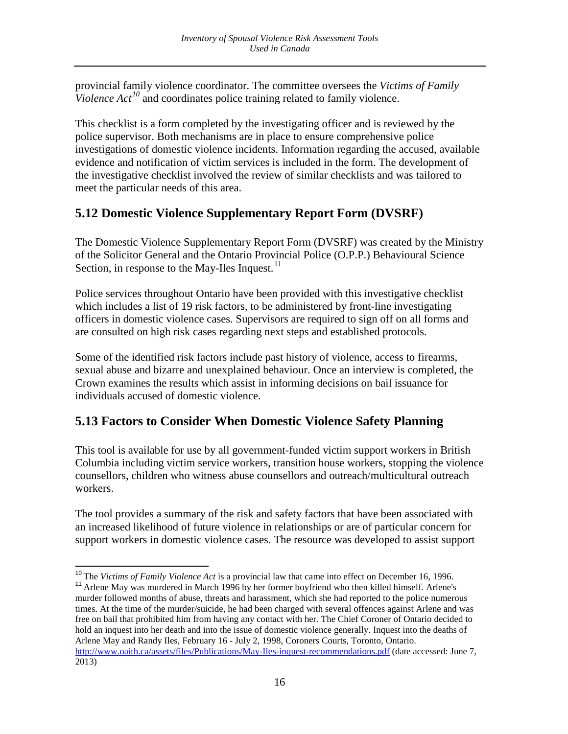provincial family violence coordinator. The committee oversees the *Victims of Family Violence Act*[10] and coordinates police training related to family violence.

This checklist is a form completed by the investigating officer and is reviewed by the police supervisor. Both mechanisms are in place to ensure comprehensive police investigations of domestic violence incidents. Information regarding the accused, available evidence and notification of victim services is included in the form. The development of the investigative checklist involved the review of similar checklists and was tailored to meet the particular needs of this area.

## 5.12 Domestic Violence Supplementary Report Form (DVSRF)

The Domestic Violence Supplementary Report Form (DVSRF) was created by the Ministry of the Solicitor General and the Ontario Provincial Police (O.P.P.) Behavioural Science Section, in response to the May-Iles Inquest.[11]

Police services throughout Ontario have been provided with this investigative checklist which includes a list of 19 risk factors, to be administered by front-line investigating officers in domestic violence cases. Supervisors are required to sign off on all forms and are consulted on high risk cases regarding next steps and established protocols.

Some of the identified risk factors include past history of violence, access to firearms, sexual abuse and bizarre and unexplained behaviour. Once an interview is completed, the Crown examines the results which assist in informing decisions on bail issuance for individuals accused of domestic violence.

## 5.13 Factors to Consider When Domestic Violence Safety Planning

This tool is available for use by all government-funded victim support workers in British Columbia including victim service workers, transition house workers, stopping the violence counsellors, children who witness abuse counsellors and outreach/multicultural outreach workers.

The tool provides a summary of the risk and safety factors that have been associated with an increased likelihood of future violence in relationships or are of particular concern for support workers in domestic violence cases. The resource was developed to assist support

---

[10] The *Victims of Family Violence Act* is a provincial law that came into effect on December 16, 1996.

[11] Arlene May was murdered in March 1996 by her former boyfriend who then killed himself. Arlene's murder followed months of abuse, threats and harassment, which she had reported to the police numerous times. At the time of the murder/suicide, he had been charged with several offences against Arlene and was free on bail that prohibited him from having any contact with her. The Chief Coroner of Ontario decided to hold an inquest into her death and into the issue of domestic violence generally. Inquest into the deaths of Arlene May and Randy Iles, February 16 - July 2, 1998, Coroners Courts, Toronto, Ontario. http://www.oaith.ca/assets/files/Publications/May-Iles-inquest-recommendations.pdf (date accessed: June 7, 2013)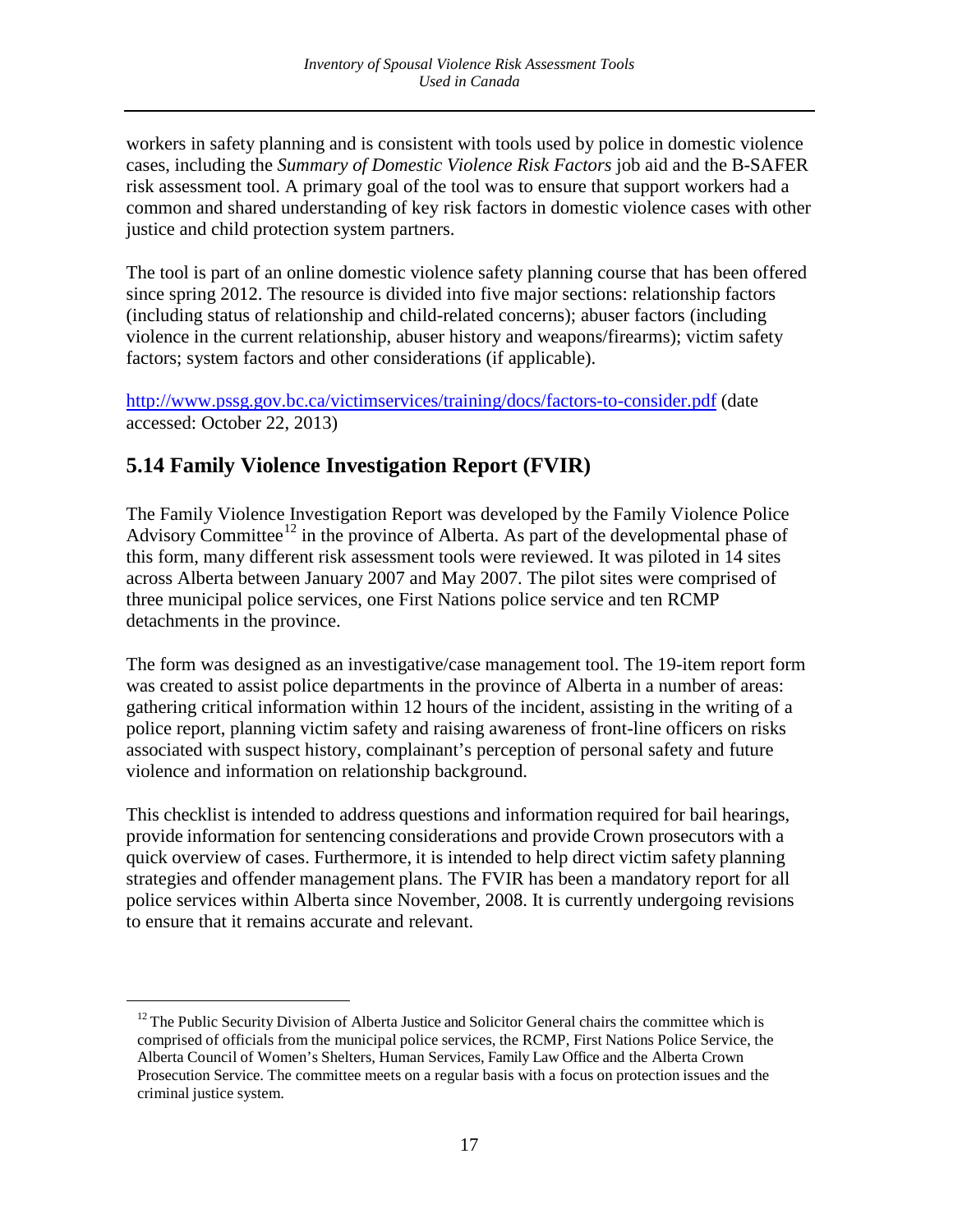workers in safety planning and is consistent with tools used by police in domestic violence cases, including the *Summary of Domestic Violence Risk Factors* job aid and the B-SAFER risk assessment tool. A primary goal of the tool was to ensure that support workers had a common and shared understanding of key risk factors in domestic violence cases with other justice and child protection system partners.

The tool is part of an online domestic violence safety planning course that has been offered since spring 2012. The resource is divided into five major sections: relationship factors (including status of relationship and child-related concerns); abuser factors (including violence in the current relationship, abuser history and weapons/firearms); victim safety factors; system factors and other considerations (if applicable).

http://www.pssg.gov.bc.ca/victimservices/training/docs/factors-to-consider.pdf (date accessed: October 22, 2013)

## 5.14 Family Violence Investigation Report (FVIR)

The Family Violence Investigation Report was developed by the Family Violence Police Advisory Committee[12] in the province of Alberta. As part of the developmental phase of this form, many different risk assessment tools were reviewed. It was piloted in 14 sites across Alberta between January 2007 and May 2007. The pilot sites were comprised of three municipal police services, one First Nations police service and ten RCMP detachments in the province.

The form was designed as an investigative/case management tool. The 19-item report form was created to assist police departments in the province of Alberta in a number of areas: gathering critical information within 12 hours of the incident, assisting in the writing of a police report, planning victim safety and raising awareness of front-line officers on risks associated with suspect history, complainant's perception of personal safety and future violence and information on relationship background.

This checklist is intended to address questions and information required for bail hearings, provide information for sentencing considerations and provide Crown prosecutors with a quick overview of cases. Furthermore, it is intended to help direct victim safety planning strategies and offender management plans. The FVIR has been a mandatory report for all police services within Alberta since November, 2008. It is currently undergoing revisions to ensure that it remains accurate and relevant.

[12] The Public Security Division of Alberta Justice and Solicitor General chairs the committee which is comprised of officials from the municipal police services, the RCMP, First Nations Police Service, the Alberta Council of Women's Shelters, Human Services, Family Law Office and the Alberta Crown Prosecution Service. The committee meets on a regular basis with a focus on protection issues and the criminal justice system.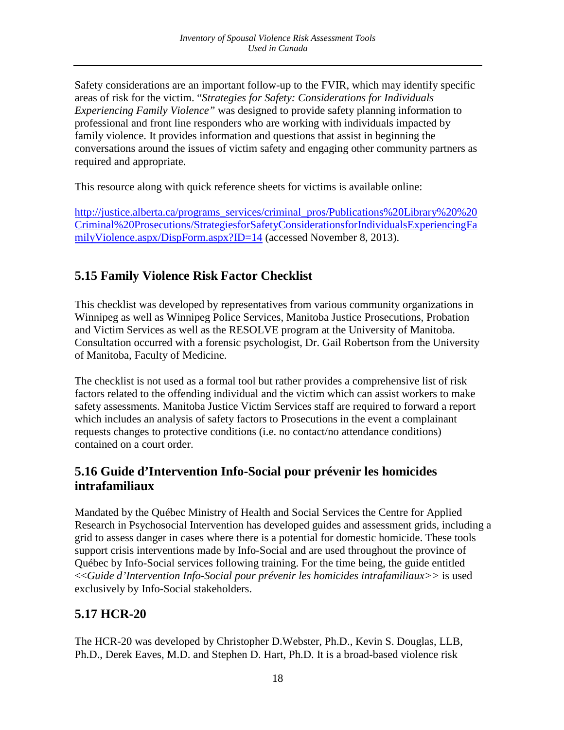Safety considerations are an important follow-up to the FVIR, which may identify specific areas of risk for the victim. "*Strategies for Safety: Considerations for Individuals Experiencing Family Violence"* was designed to provide safety planning information to professional and front line responders who are working with individuals impacted by family violence. It provides information and questions that assist in beginning the conversations around the issues of victim safety and engaging other community partners as required and appropriate.

This resource along with quick reference sheets for victims is available online:

http://justice.alberta.ca/programs_services/criminal_pros/Publications%20Library%20%20Criminal%20Prosecutions/StrategiesforSafetyConsiderationsforIndividualsExperiencingFamilyViolence.aspx/DispForm.aspx?ID=14 (accessed November 8, 2013).

## 5.15 Family Violence Risk Factor Checklist

This checklist was developed by representatives from various community organizations in Winnipeg as well as Winnipeg Police Services, Manitoba Justice Prosecutions, Probation and Victim Services as well as the RESOLVE program at the University of Manitoba. Consultation occurred with a forensic psychologist, Dr. Gail Robertson from the University of Manitoba, Faculty of Medicine.

The checklist is not used as a formal tool but rather provides a comprehensive list of risk factors related to the offending individual and the victim which can assist workers to make safety assessments. Manitoba Justice Victim Services staff are required to forward a report which includes an analysis of safety factors to Prosecutions in the event a complainant requests changes to protective conditions (i.e. no contact/no attendance conditions) contained on a court order.

## 5.16 Guide d'Intervention Info-Social pour prévenir les homicides intrafamiliaux

Mandated by the Québec Ministry of Health and Social Services the Centre for Applied Research in Psychosocial Intervention has developed guides and assessment grids, including a grid to assess danger in cases where there is a potential for domestic homicide. These tools support crisis interventions made by Info-Social and are used throughout the province of Québec by Info-Social services following training. For the time being, the guide entitled <<*Guide d'Intervention Info-Social pour prévenir les homicides intrafamiliaux*>> is used exclusively by Info-Social stakeholders.

## 5.17 HCR-20

The HCR-20 was developed by Christopher D.Webster, Ph.D., Kevin S. Douglas, LLB, Ph.D., Derek Eaves, M.D. and Stephen D. Hart, Ph.D. It is a broad-based violence risk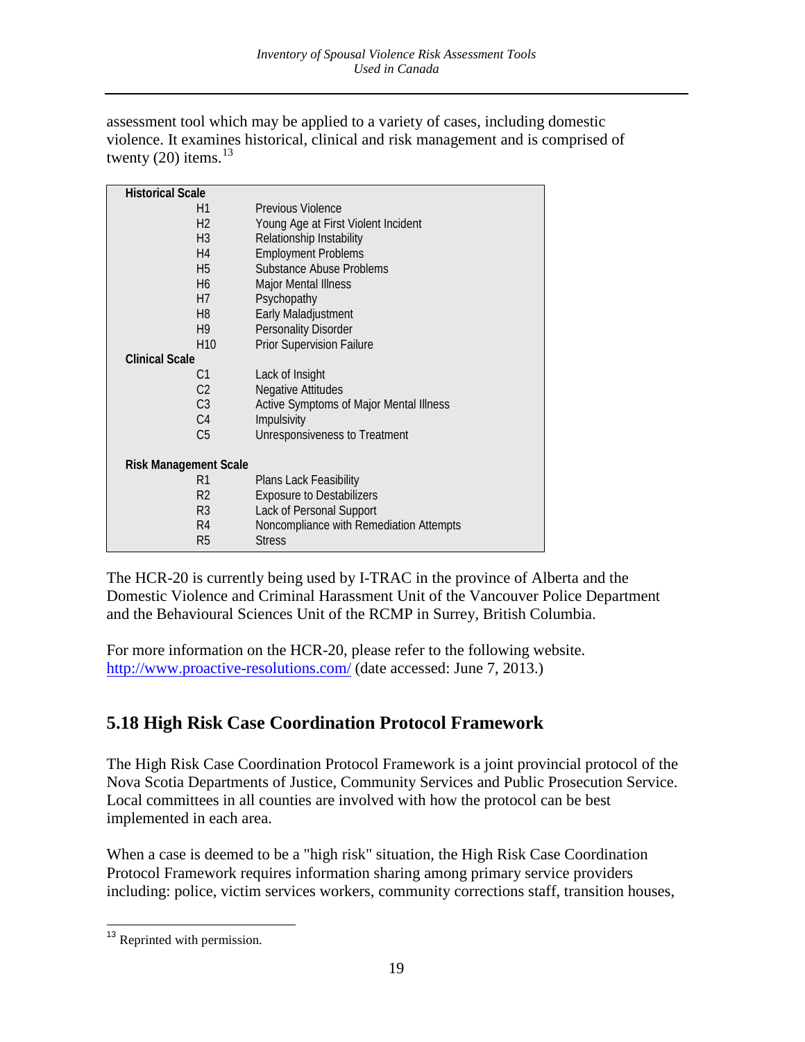assessment tool which may be applied to a variety of cases, including domestic violence. It examines historical, clinical and risk management and is comprised of twenty (20) items.[13]

| | | |
|---|---|---|
| **Historical Scale** | | |
| | H1 | Previous Violence |
| | H2 | Young Age at First Violent Incident |
| | H3 | Relationship Instability |
| | H4 | Employment Problems |
| | H5 | Substance Abuse Problems |
| | H6 | Major Mental Illness |
| | H7 | Psychopathy |
| | H8 | Early Maladjustment |
| | H9 | Personality Disorder |
| | H10 | Prior Supervision Failure |
| **Clinical Scale** | | |
| | C1 | Lack of Insight |
| | C2 | Negative Attitudes |
| | C3 | Active Symptoms of Major Mental Illness |
| | C4 | Impulsivity |
| | C5 | Unresponsiveness to Treatment |
| **Risk Management Scale** | | |
| | R1 | Plans Lack Feasibility |
| | R2 | Exposure to Destabilizers |
| | R3 | Lack of Personal Support |
| | R4 | Noncompliance with Remediation Attempts |
| | R5 | Stress |

The HCR-20 is currently being used by I-TRAC in the province of Alberta and the Domestic Violence and Criminal Harassment Unit of the Vancouver Police Department and the Behavioural Sciences Unit of the RCMP in Surrey, British Columbia.

For more information on the HCR-20, please refer to the following website. http://www.proactive-resolutions.com/ (date accessed: June 7, 2013.)

## 5.18 High Risk Case Coordination Protocol Framework

The High Risk Case Coordination Protocol Framework is a joint provincial protocol of the Nova Scotia Departments of Justice, Community Services and Public Prosecution Service. Local committees in all counties are involved with how the protocol can be best implemented in each area.

When a case is deemed to be a "high risk" situation, the High Risk Case Coordination Protocol Framework requires information sharing among primary service providers including: police, victim services workers, community corrections staff, transition houses,

[13] Reprinted with permission.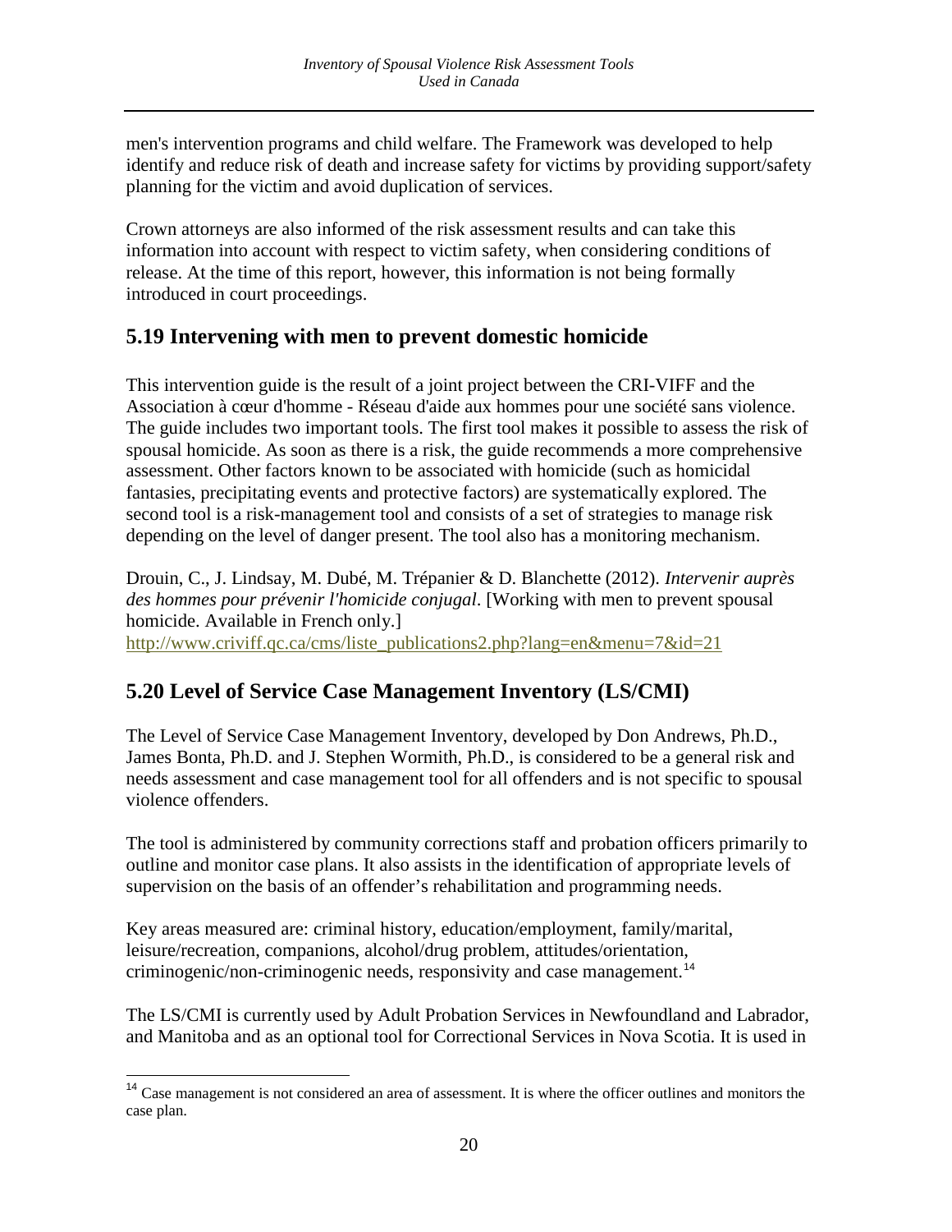men's intervention programs and child welfare. The Framework was developed to help identify and reduce risk of death and increase safety for victims by providing support/safety planning for the victim and avoid duplication of services.

Crown attorneys are also informed of the risk assessment results and can take this information into account with respect to victim safety, when considering conditions of release. At the time of this report, however, this information is not being formally introduced in court proceedings.

## 5.19 Intervening with men to prevent domestic homicide

This intervention guide is the result of a joint project between the CRI-VIFF and the Association à cœur d'homme - Réseau d'aide aux hommes pour une société sans violence. The guide includes two important tools. The first tool makes it possible to assess the risk of spousal homicide. As soon as there is a risk, the guide recommends a more comprehensive assessment. Other factors known to be associated with homicide (such as homicidal fantasies, precipitating events and protective factors) are systematically explored. The second tool is a risk-management tool and consists of a set of strategies to manage risk depending on the level of danger present. The tool also has a monitoring mechanism.

Drouin, C., J. Lindsay, M. Dubé, M. Trépanier & D. Blanchette (2012). *Intervenir auprès des hommes pour prévenir l'homicide conjugal*. [Working with men to prevent spousal homicide. Available in French only.] http://www.criviff.qc.ca/cms/liste_publications2.php?lang=en&menu=7&id=21

## 5.20 Level of Service Case Management Inventory (LS/CMI)

The Level of Service Case Management Inventory, developed by Don Andrews, Ph.D., James Bonta, Ph.D. and J. Stephen Wormith, Ph.D., is considered to be a general risk and needs assessment and case management tool for all offenders and is not specific to spousal violence offenders.

The tool is administered by community corrections staff and probation officers primarily to outline and monitor case plans. It also assists in the identification of appropriate levels of supervision on the basis of an offender's rehabilitation and programming needs.

Key areas measured are: criminal history, education/employment, family/marital, leisure/recreation, companions, alcohol/drug problem, attitudes/orientation, criminogenic/non-criminogenic needs, responsivity and case management.[14]

The LS/CMI is currently used by Adult Probation Services in Newfoundland and Labrador, and Manitoba and as an optional tool for Correctional Services in Nova Scotia. It is used in

[14] Case management is not considered an area of assessment. It is where the officer outlines and monitors the case plan.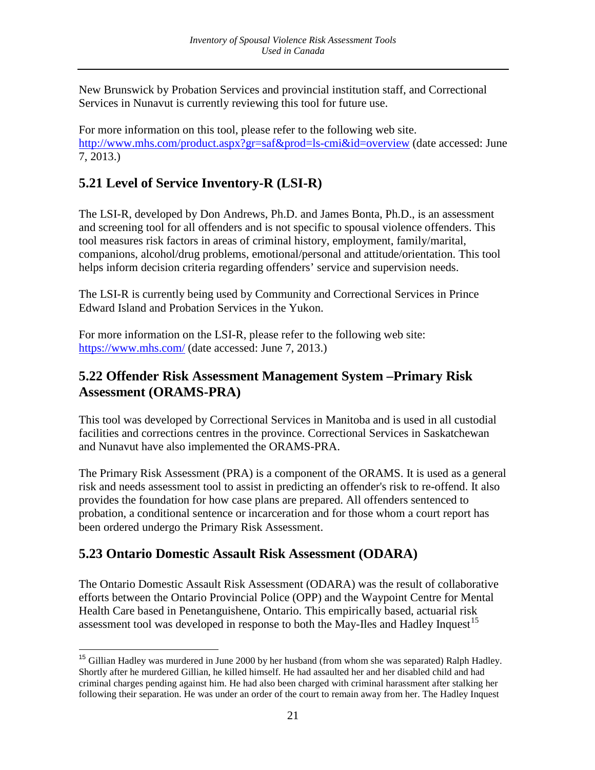New Brunswick by Probation Services and provincial institution staff, and Correctional Services in Nunavut is currently reviewing this tool for future use.

For more information on this tool, please refer to the following web site. http://www.mhs.com/product.aspx?gr=saf&prod=ls-cmi&id=overview (date accessed: June 7, 2013.)

## 5.21 Level of Service Inventory-R (LSI-R)

The LSI-R, developed by Don Andrews, Ph.D. and James Bonta, Ph.D., is an assessment and screening tool for all offenders and is not specific to spousal violence offenders. This tool measures risk factors in areas of criminal history, employment, family/marital, companions, alcohol/drug problems, emotional/personal and attitude/orientation. This tool helps inform decision criteria regarding offenders' service and supervision needs.

The LSI-R is currently being used by Community and Correctional Services in Prince Edward Island and Probation Services in the Yukon.

For more information on the LSI-R, please refer to the following web site: https://www.mhs.com/ (date accessed: June 7, 2013.)

## 5.22 Offender Risk Assessment Management System –Primary Risk Assessment (ORAMS-PRA)

This tool was developed by Correctional Services in Manitoba and is used in all custodial facilities and corrections centres in the province. Correctional Services in Saskatchewan and Nunavut have also implemented the ORAMS-PRA.

The Primary Risk Assessment (PRA) is a component of the ORAMS. It is used as a general risk and needs assessment tool to assist in predicting an offender's risk to re-offend. It also provides the foundation for how case plans are prepared. All offenders sentenced to probation, a conditional sentence or incarceration and for those whom a court report has been ordered undergo the Primary Risk Assessment.

## 5.23 Ontario Domestic Assault Risk Assessment (ODARA)

The Ontario Domestic Assault Risk Assessment (ODARA) was the result of collaborative efforts between the Ontario Provincial Police (OPP) and the Waypoint Centre for Mental Health Care based in Penetanguishene, Ontario. This empirically based, actuarial risk assessment tool was developed in response to both the May-Iles and Hadley Inquest[15]

[15] Gillian Hadley was murdered in June 2000 by her husband (from whom she was separated) Ralph Hadley. Shortly after he murdered Gillian, he killed himself. He had assaulted her and her disabled child and had criminal charges pending against him. He had also been charged with criminal harassment after stalking her following their separation. He was under an order of the court to remain away from her. The Hadley Inquest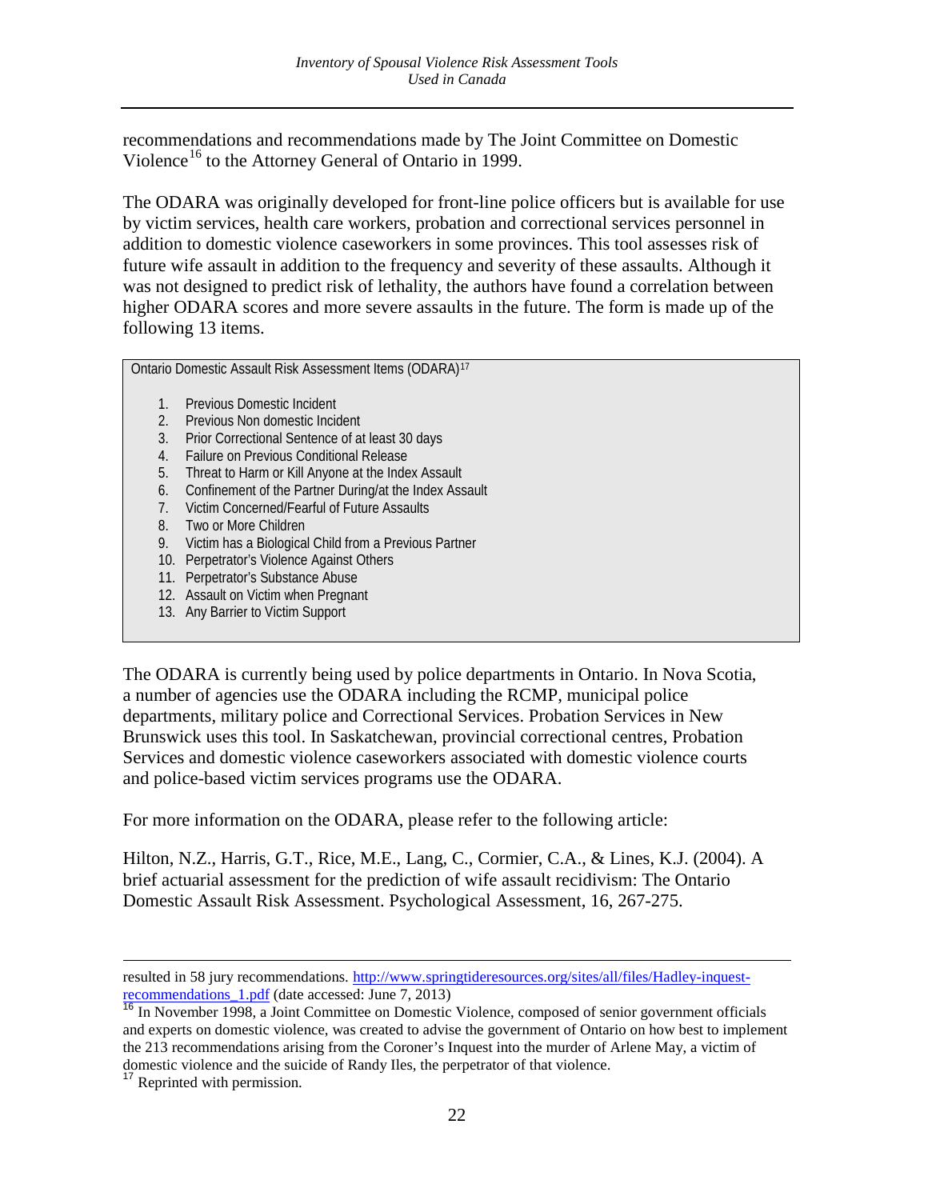recommendations and recommendations made by The Joint Committee on Domestic Violence[16] to the Attorney General of Ontario in 1999.

The ODARA was originally developed for front-line police officers but is available for use by victim services, health care workers, probation and correctional services personnel in addition to domestic violence caseworkers in some provinces. This tool assesses risk of future wife assault in addition to the frequency and severity of these assaults. Although it was not designed to predict risk of lethality, the authors have found a correlation between higher ODARA scores and more severe assaults in the future. The form is made up of the following 13 items.

Ontario Domestic Assault Risk Assessment Items (ODARA)[17]

1. Previous Domestic Incident
2. Previous Non domestic Incident
3. Prior Correctional Sentence of at least 30 days
4. Failure on Previous Conditional Release
5. Threat to Harm or Kill Anyone at the Index Assault
6. Confinement of the Partner During/at the Index Assault
7. Victim Concerned/Fearful of Future Assaults
8. Two or More Children
9. Victim has a Biological Child from a Previous Partner
10. Perpetrator's Violence Against Others
11. Perpetrator's Substance Abuse
12. Assault on Victim when Pregnant
13. Any Barrier to Victim Support

The ODARA is currently being used by police departments in Ontario. In Nova Scotia, a number of agencies use the ODARA including the RCMP, municipal police departments, military police and Correctional Services. Probation Services in New Brunswick uses this tool. In Saskatchewan, provincial correctional centres, Probation Services and domestic violence caseworkers associated with domestic violence courts and police-based victim services programs use the ODARA.

For more information on the ODARA, please refer to the following article:

Hilton, N.Z., Harris, G.T., Rice, M.E., Lang, C., Cormier, C.A., & Lines, K.J. (2004). A brief actuarial assessment for the prediction of wife assault recidivism: The Ontario Domestic Assault Risk Assessment. Psychological Assessment, 16, 267-275.

---

resulted in 58 jury recommendations. http://www.springtideresources.org/sites/all/files/Hadley-inquest-recommendations_1.pdf (date accessed: June 7, 2013)

[16] In November 1998, a Joint Committee on Domestic Violence, composed of senior government officials and experts on domestic violence, was created to advise the government of Ontario on how best to implement the 213 recommendations arising from the Coroner's Inquest into the murder of Arlene May, a victim of domestic violence and the suicide of Randy Iles, the perpetrator of that violence.

[17] Reprinted with permission.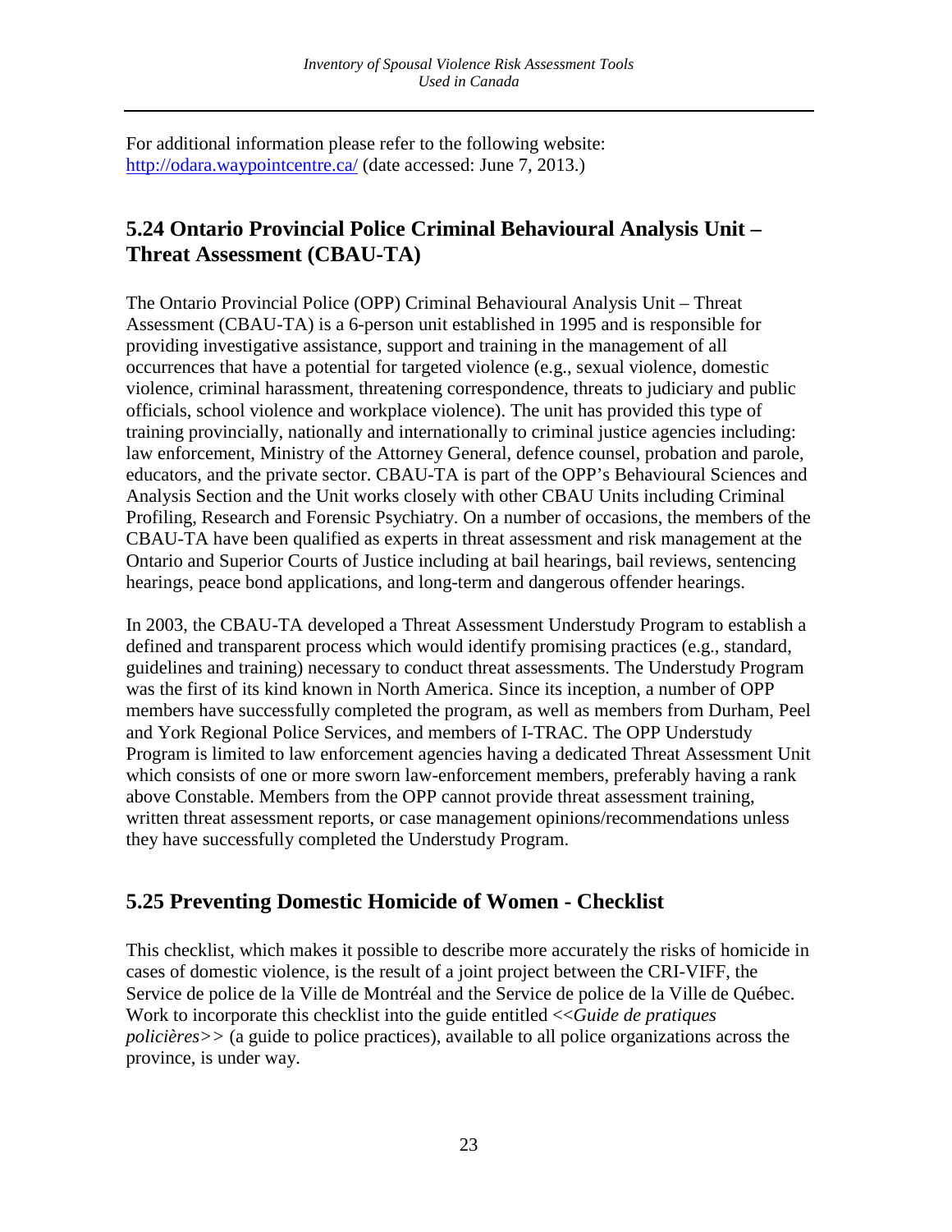For additional information please refer to the following website: [http://odara.waypointcentre.ca/](http://odara.waypointcentre.ca/) (date accessed: June 7, 2013.)

## 5.24 Ontario Provincial Police Criminal Behavioural Analysis Unit – Threat Assessment (CBAU-TA)

The Ontario Provincial Police (OPP) Criminal Behavioural Analysis Unit – Threat Assessment (CBAU-TA) is a 6-person unit established in 1995 and is responsible for providing investigative assistance, support and training in the management of all occurrences that have a potential for targeted violence (e.g., sexual violence, domestic violence, criminal harassment, threatening correspondence, threats to judiciary and public officials, school violence and workplace violence). The unit has provided this type of training provincially, nationally and internationally to criminal justice agencies including: law enforcement, Ministry of the Attorney General, defence counsel, probation and parole, educators, and the private sector. CBAU-TA is part of the OPP's Behavioural Sciences and Analysis Section and the Unit works closely with other CBAU Units including Criminal Profiling, Research and Forensic Psychiatry. On a number of occasions, the members of the CBAU-TA have been qualified as experts in threat assessment and risk management at the Ontario and Superior Courts of Justice including at bail hearings, bail reviews, sentencing hearings, peace bond applications, and long-term and dangerous offender hearings.

In 2003, the CBAU-TA developed a Threat Assessment Understudy Program to establish a defined and transparent process which would identify promising practices (e.g., standard, guidelines and training) necessary to conduct threat assessments. The Understudy Program was the first of its kind known in North America. Since its inception, a number of OPP members have successfully completed the program, as well as members from Durham, Peel and York Regional Police Services, and members of I-TRAC. The OPP Understudy Program is limited to law enforcement agencies having a dedicated Threat Assessment Unit which consists of one or more sworn law-enforcement members, preferably having a rank above Constable. Members from the OPP cannot provide threat assessment training, written threat assessment reports, or case management opinions/recommendations unless they have successfully completed the Understudy Program.

## 5.25 Preventing Domestic Homicide of Women - Checklist

This checklist, which makes it possible to describe more accurately the risks of homicide in cases of domestic violence, is the result of a joint project between the CRI-VIFF, the Service de police de la Ville de Montréal and the Service de police de la Ville de Québec. Work to incorporate this checklist into the guide entitled <<*Guide de pratiques policières*>> (a guide to police practices), available to all police organizations across the province, is under way.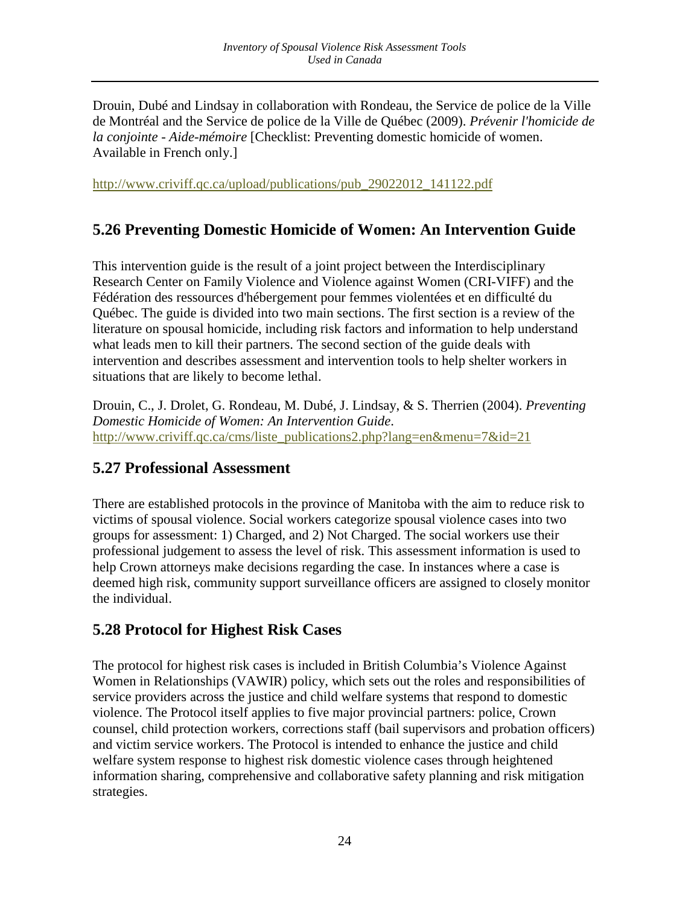Drouin, Dubé and Lindsay in collaboration with Rondeau, the Service de police de la Ville de Montréal and the Service de police de la Ville de Québec (2009). *Prévenir l'homicide de la conjointe - Aide-mémoire* [Checklist: Preventing domestic homicide of women. Available in French only.]

http://www.criviff.qc.ca/upload/publications/pub_29022012_141122.pdf

## 5.26 Preventing Domestic Homicide of Women: An Intervention Guide

This intervention guide is the result of a joint project between the Interdisciplinary Research Center on Family Violence and Violence against Women (CRI-VIFF) and the Fédération des ressources d'hébergement pour femmes violentées et en difficulté du Québec. The guide is divided into two main sections. The first section is a review of the literature on spousal homicide, including risk factors and information to help understand what leads men to kill their partners. The second section of the guide deals with intervention and describes assessment and intervention tools to help shelter workers in situations that are likely to become lethal.

Drouin, C., J. Drolet, G. Rondeau, M. Dubé, J. Lindsay, & S. Therrien (2004). *Preventing Domestic Homicide of Women: An Intervention Guide*.
http://www.criviff.qc.ca/cms/liste_publications2.php?lang=en&menu=7&id=21

## 5.27 Professional Assessment

There are established protocols in the province of Manitoba with the aim to reduce risk to victims of spousal violence. Social workers categorize spousal violence cases into two groups for assessment: 1) Charged, and 2) Not Charged. The social workers use their professional judgement to assess the level of risk. This assessment information is used to help Crown attorneys make decisions regarding the case. In instances where a case is deemed high risk, community support surveillance officers are assigned to closely monitor the individual.

## 5.28 Protocol for Highest Risk Cases

The protocol for highest risk cases is included in British Columbia's Violence Against Women in Relationships (VAWIR) policy, which sets out the roles and responsibilities of service providers across the justice and child welfare systems that respond to domestic violence. The Protocol itself applies to five major provincial partners: police, Crown counsel, child protection workers, corrections staff (bail supervisors and probation officers) and victim service workers. The Protocol is intended to enhance the justice and child welfare system response to highest risk domestic violence cases through heightened information sharing, comprehensive and collaborative safety planning and risk mitigation strategies.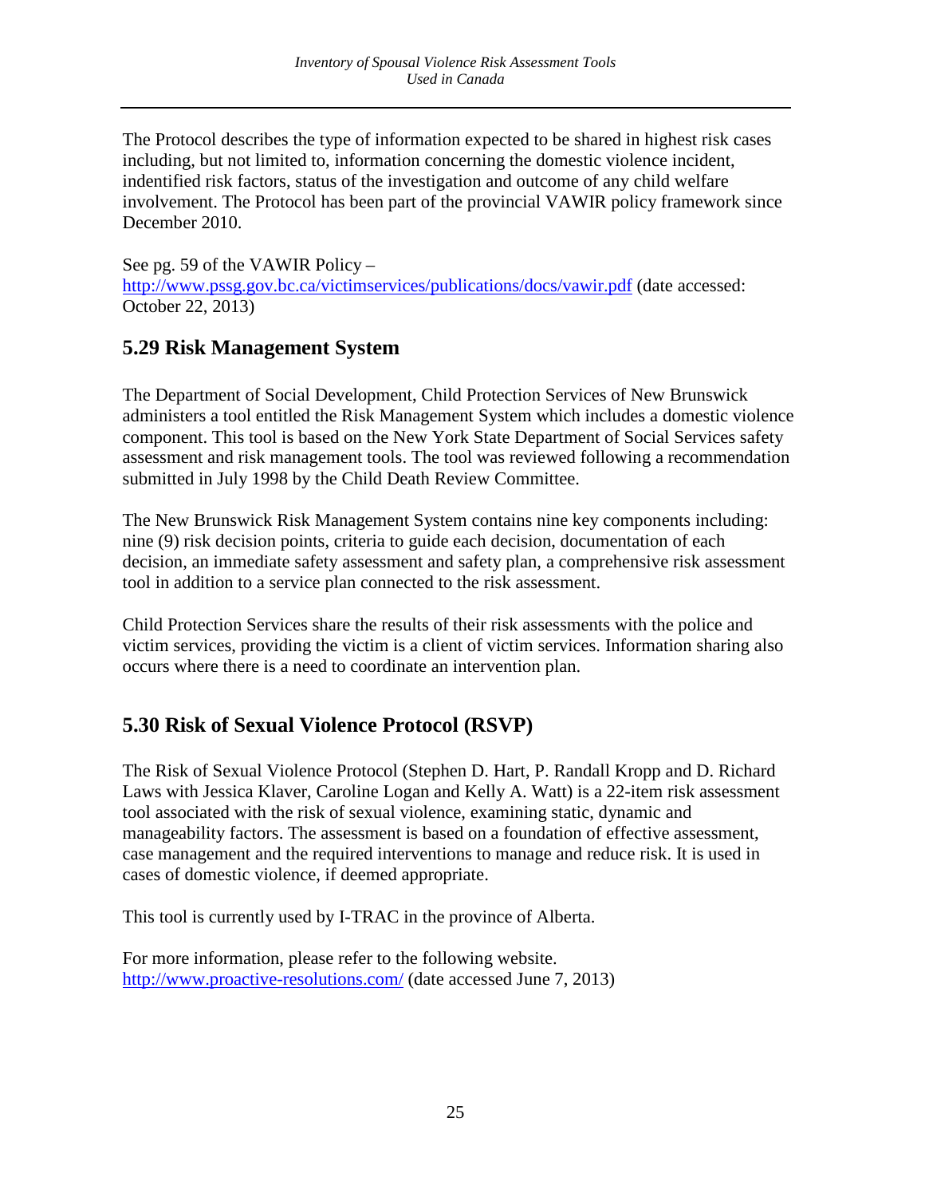The Protocol describes the type of information expected to be shared in highest risk cases including, but not limited to, information concerning the domestic violence incident, indentified risk factors, status of the investigation and outcome of any child welfare involvement. The Protocol has been part of the provincial VAWIR policy framework since December 2010.

See pg. 59 of the VAWIR Policy – http://www.pssg.gov.bc.ca/victimservices/publications/docs/vawir.pdf (date accessed: October 22, 2013)

## 5.29 Risk Management System

The Department of Social Development, Child Protection Services of New Brunswick administers a tool entitled the Risk Management System which includes a domestic violence component. This tool is based on the New York State Department of Social Services safety assessment and risk management tools. The tool was reviewed following a recommendation submitted in July 1998 by the Child Death Review Committee.

The New Brunswick Risk Management System contains nine key components including: nine (9) risk decision points, criteria to guide each decision, documentation of each decision, an immediate safety assessment and safety plan, a comprehensive risk assessment tool in addition to a service plan connected to the risk assessment.

Child Protection Services share the results of their risk assessments with the police and victim services, providing the victim is a client of victim services. Information sharing also occurs where there is a need to coordinate an intervention plan.

## 5.30 Risk of Sexual Violence Protocol (RSVP)

The Risk of Sexual Violence Protocol (Stephen D. Hart, P. Randall Kropp and D. Richard Laws with Jessica Klaver, Caroline Logan and Kelly A. Watt) is a 22-item risk assessment tool associated with the risk of sexual violence, examining static, dynamic and manageability factors. The assessment is based on a foundation of effective assessment, case management and the required interventions to manage and reduce risk. It is used in cases of domestic violence, if deemed appropriate.

This tool is currently used by I-TRAC in the province of Alberta.

For more information, please refer to the following website.
http://www.proactive-resolutions.com/ (date accessed June 7, 2013)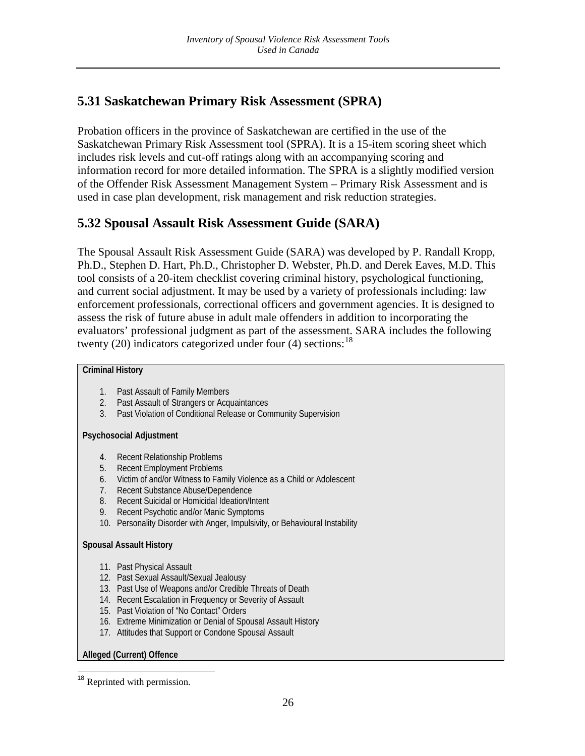## 5.31 Saskatchewan Primary Risk Assessment (SPRA)

Probation officers in the province of Saskatchewan are certified in the use of the Saskatchewan Primary Risk Assessment tool (SPRA). It is a 15-item scoring sheet which includes risk levels and cut-off ratings along with an accompanying scoring and information record for more detailed information. The SPRA is a slightly modified version of the Offender Risk Assessment Management System – Primary Risk Assessment and is used in case plan development, risk management and risk reduction strategies.

## 5.32 Spousal Assault Risk Assessment Guide (SARA)

The Spousal Assault Risk Assessment Guide (SARA) was developed by P. Randall Kropp, Ph.D., Stephen D. Hart, Ph.D., Christopher D. Webster, Ph.D. and Derek Eaves, M.D. This tool consists of a 20-item checklist covering criminal history, psychological functioning, and current social adjustment. It may be used by a variety of professionals including: law enforcement professionals, correctional officers and government agencies. It is designed to assess the risk of future abuse in adult male offenders in addition to incorporating the evaluators' professional judgment as part of the assessment. SARA includes the following twenty (20) indicators categorized under four (4) sections:[18]

**Criminal History**

1. Past Assault of Family Members
2. Past Assault of Strangers or Acquaintances
3. Past Violation of Conditional Release or Community Supervision

**Psychosocial Adjustment**

4. Recent Relationship Problems
5. Recent Employment Problems
6. Victim of and/or Witness to Family Violence as a Child or Adolescent
7. Recent Substance Abuse/Dependence
8. Recent Suicidal or Homicidal Ideation/Intent
9. Recent Psychotic and/or Manic Symptoms
10. Personality Disorder with Anger, Impulsivity, or Behavioural Instability

**Spousal Assault History**

11. Past Physical Assault
12. Past Sexual Assault/Sexual Jealousy
13. Past Use of Weapons and/or Credible Threats of Death
14. Recent Escalation in Frequency or Severity of Assault
15. Past Violation of "No Contact" Orders
16. Extreme Minimization or Denial of Spousal Assault History
17. Attitudes that Support or Condone Spousal Assault

**Alleged (Current) Offence**

[18] Reprinted with permission.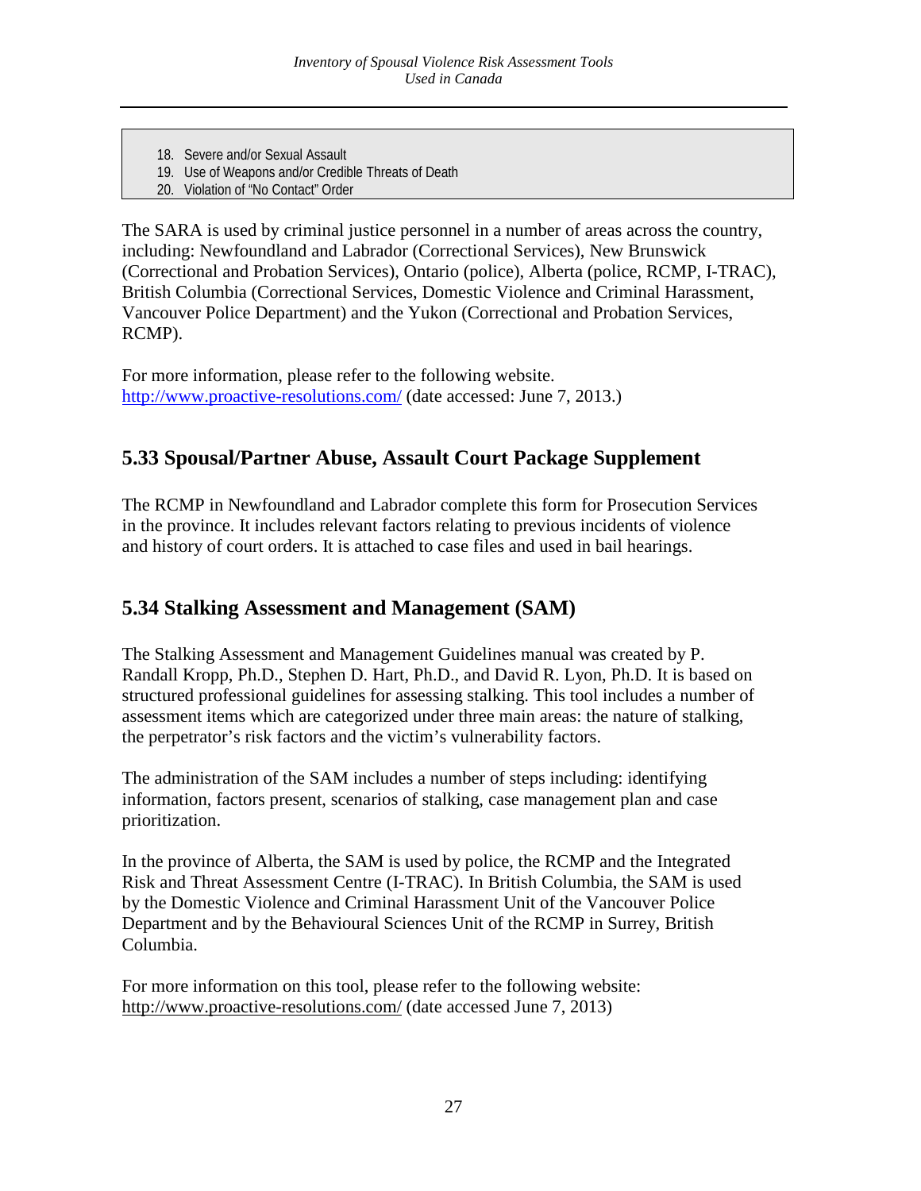18. Severe and/or Sexual Assault
19. Use of Weapons and/or Credible Threats of Death
20. Violation of "No Contact" Order

The SARA is used by criminal justice personnel in a number of areas across the country, including: Newfoundland and Labrador (Correctional Services), New Brunswick (Correctional and Probation Services), Ontario (police), Alberta (police, RCMP, I-TRAC), British Columbia (Correctional Services, Domestic Violence and Criminal Harassment, Vancouver Police Department) and the Yukon (Correctional and Probation Services, RCMP).

For more information, please refer to the following website. http://www.proactive-resolutions.com/ (date accessed: June 7, 2013.)

## 5.33 Spousal/Partner Abuse, Assault Court Package Supplement

The RCMP in Newfoundland and Labrador complete this form for Prosecution Services in the province. It includes relevant factors relating to previous incidents of violence and history of court orders. It is attached to case files and used in bail hearings.

## 5.34 Stalking Assessment and Management (SAM)

The Stalking Assessment and Management Guidelines manual was created by P. Randall Kropp, Ph.D., Stephen D. Hart, Ph.D., and David R. Lyon, Ph.D. It is based on structured professional guidelines for assessing stalking. This tool includes a number of assessment items which are categorized under three main areas: the nature of stalking, the perpetrator's risk factors and the victim's vulnerability factors.

The administration of the SAM includes a number of steps including: identifying information, factors present, scenarios of stalking, case management plan and case prioritization.

In the province of Alberta, the SAM is used by police, the RCMP and the Integrated Risk and Threat Assessment Centre (I-TRAC). In British Columbia, the SAM is used by the Domestic Violence and Criminal Harassment Unit of the Vancouver Police Department and by the Behavioural Sciences Unit of the RCMP in Surrey, British Columbia.

For more information on this tool, please refer to the following website: http://www.proactive-resolutions.com/ (date accessed June 7, 2013)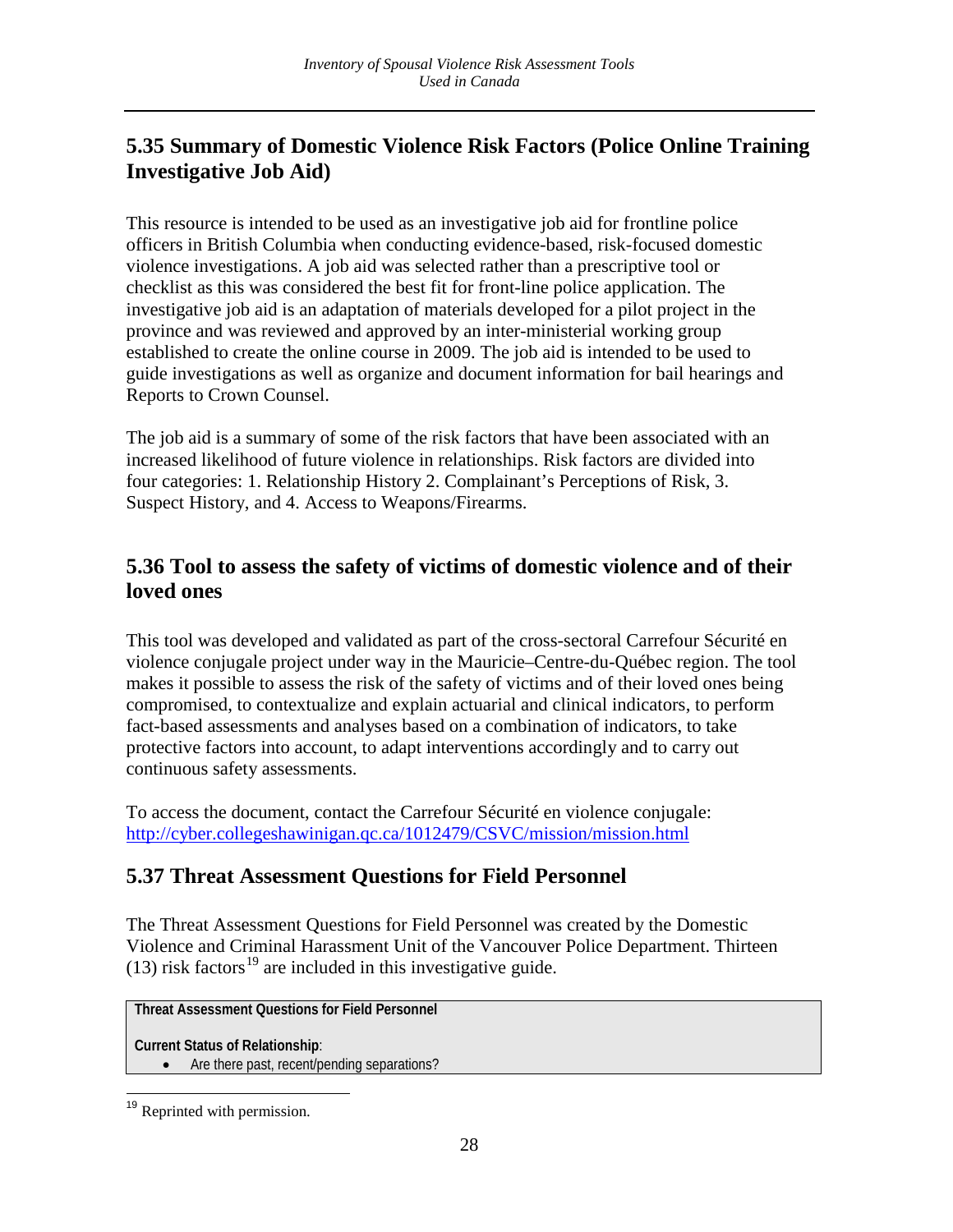## 5.35 Summary of Domestic Violence Risk Factors (Police Online Training Investigative Job Aid)

This resource is intended to be used as an investigative job aid for frontline police officers in British Columbia when conducting evidence-based, risk-focused domestic violence investigations. A job aid was selected rather than a prescriptive tool or checklist as this was considered the best fit for front-line police application. The investigative job aid is an adaptation of materials developed for a pilot project in the province and was reviewed and approved by an inter-ministerial working group established to create the online course in 2009. The job aid is intended to be used to guide investigations as well as organize and document information for bail hearings and Reports to Crown Counsel.

The job aid is a summary of some of the risk factors that have been associated with an increased likelihood of future violence in relationships. Risk factors are divided into four categories: 1. Relationship History 2. Complainant's Perceptions of Risk, 3. Suspect History, and 4. Access to Weapons/Firearms.

## 5.36 Tool to assess the safety of victims of domestic violence and of their loved ones

This tool was developed and validated as part of the cross-sectoral Carrefour Sécurité en violence conjugale project under way in the Mauricie–Centre-du-Québec region. The tool makes it possible to assess the risk of the safety of victims and of their loved ones being compromised, to contextualize and explain actuarial and clinical indicators, to perform fact-based assessments and analyses based on a combination of indicators, to take protective factors into account, to adapt interventions accordingly and to carry out continuous safety assessments.

To access the document, contact the Carrefour Sécurité en violence conjugale: http://cyber.collegeshawinigan.qc.ca/1012479/CSVC/mission/mission.html

## 5.37 Threat Assessment Questions for Field Personnel

The Threat Assessment Questions for Field Personnel was created by the Domestic Violence and Criminal Harassment Unit of the Vancouver Police Department. Thirteen (13) risk factors[19] are included in this investigative guide.

**Threat Assessment Questions for Field Personnel**

**Current Status of Relationship**:

- Are there past, recent/pending separations?

[19] Reprinted with permission.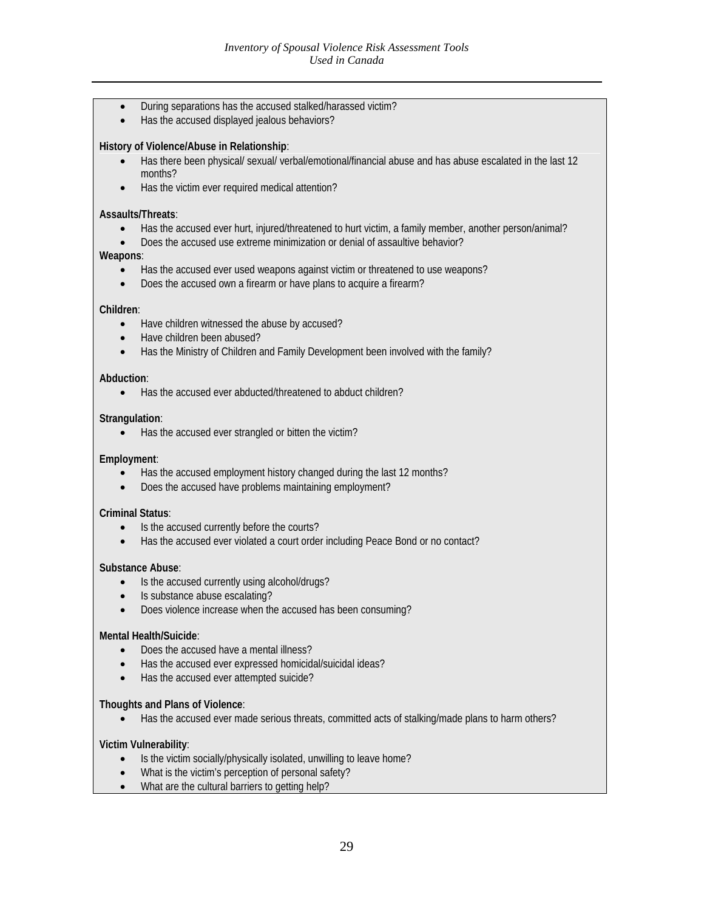- During separations has the accused stalked/harassed victim?
- Has the accused displayed jealous behaviors?

**History of Violence/Abuse in Relationship**:

- Has there been physical/ sexual/ verbal/emotional/financial abuse and has abuse escalated in the last 12 months?
- Has the victim ever required medical attention?

**Assaults/Threats**:

- Has the accused ever hurt, injured/threatened to hurt victim, a family member, another person/animal?
- Does the accused use extreme minimization or denial of assaultive behavior?

**Weapons**:

- Has the accused ever used weapons against victim or threatened to use weapons?
- Does the accused own a firearm or have plans to acquire a firearm?

**Children**:

- Have children witnessed the abuse by accused?
- Have children been abused?
- Has the Ministry of Children and Family Development been involved with the family?

**Abduction**:

- Has the accused ever abducted/threatened to abduct children?

**Strangulation**:

- Has the accused ever strangled or bitten the victim?

**Employment**:

- Has the accused employment history changed during the last 12 months?
- Does the accused have problems maintaining employment?

**Criminal Status**:

- Is the accused currently before the courts?
- Has the accused ever violated a court order including Peace Bond or no contact?

**Substance Abuse**:

- Is the accused currently using alcohol/drugs?
- Is substance abuse escalating?
- Does violence increase when the accused has been consuming?

**Mental Health/Suicide**:

- Does the accused have a mental illness?
- Has the accused ever expressed homicidal/suicidal ideas?
- Has the accused ever attempted suicide?

**Thoughts and Plans of Violence**:

- Has the accused ever made serious threats, committed acts of stalking/made plans to harm others?

**Victim Vulnerability**:

- Is the victim socially/physically isolated, unwilling to leave home?
- What is the victim's perception of personal safety?
- What are the cultural barriers to getting help?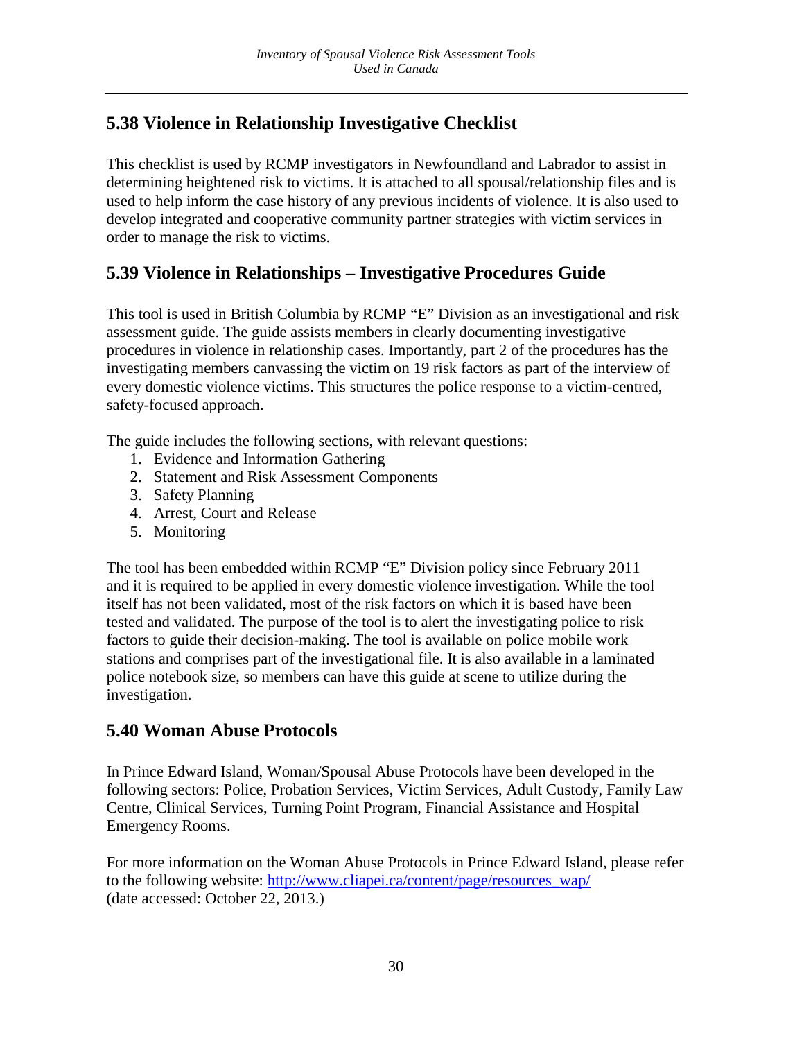## 5.38 Violence in Relationship Investigative Checklist

This checklist is used by RCMP investigators in Newfoundland and Labrador to assist in determining heightened risk to victims. It is attached to all spousal/relationship files and is used to help inform the case history of any previous incidents of violence. It is also used to develop integrated and cooperative community partner strategies with victim services in order to manage the risk to victims.

## 5.39 Violence in Relationships – Investigative Procedures Guide

This tool is used in British Columbia by RCMP "E" Division as an investigational and risk assessment guide. The guide assists members in clearly documenting investigative procedures in violence in relationship cases. Importantly, part 2 of the procedures has the investigating members canvassing the victim on 19 risk factors as part of the interview of every domestic violence victims. This structures the police response to a victim-centred, safety-focused approach.

The guide includes the following sections, with relevant questions:

1. Evidence and Information Gathering
2. Statement and Risk Assessment Components
3. Safety Planning
4. Arrest, Court and Release
5. Monitoring

The tool has been embedded within RCMP "E" Division policy since February 2011 and it is required to be applied in every domestic violence investigation. While the tool itself has not been validated, most of the risk factors on which it is based have been tested and validated. The purpose of the tool is to alert the investigating police to risk factors to guide their decision-making. The tool is available on police mobile work stations and comprises part of the investigational file. It is also available in a laminated police notebook size, so members can have this guide at scene to utilize during the investigation.

## 5.40 Woman Abuse Protocols

In Prince Edward Island, Woman/Spousal Abuse Protocols have been developed in the following sectors: Police, Probation Services, Victim Services, Adult Custody, Family Law Centre, Clinical Services, Turning Point Program, Financial Assistance and Hospital Emergency Rooms.

For more information on the Woman Abuse Protocols in Prince Edward Island, please refer to the following website: [http://www.cliapei.ca/content/page/resources_wap/](http://www.cliapei.ca/content/page/resources_wap/) (date accessed: October 22, 2013.)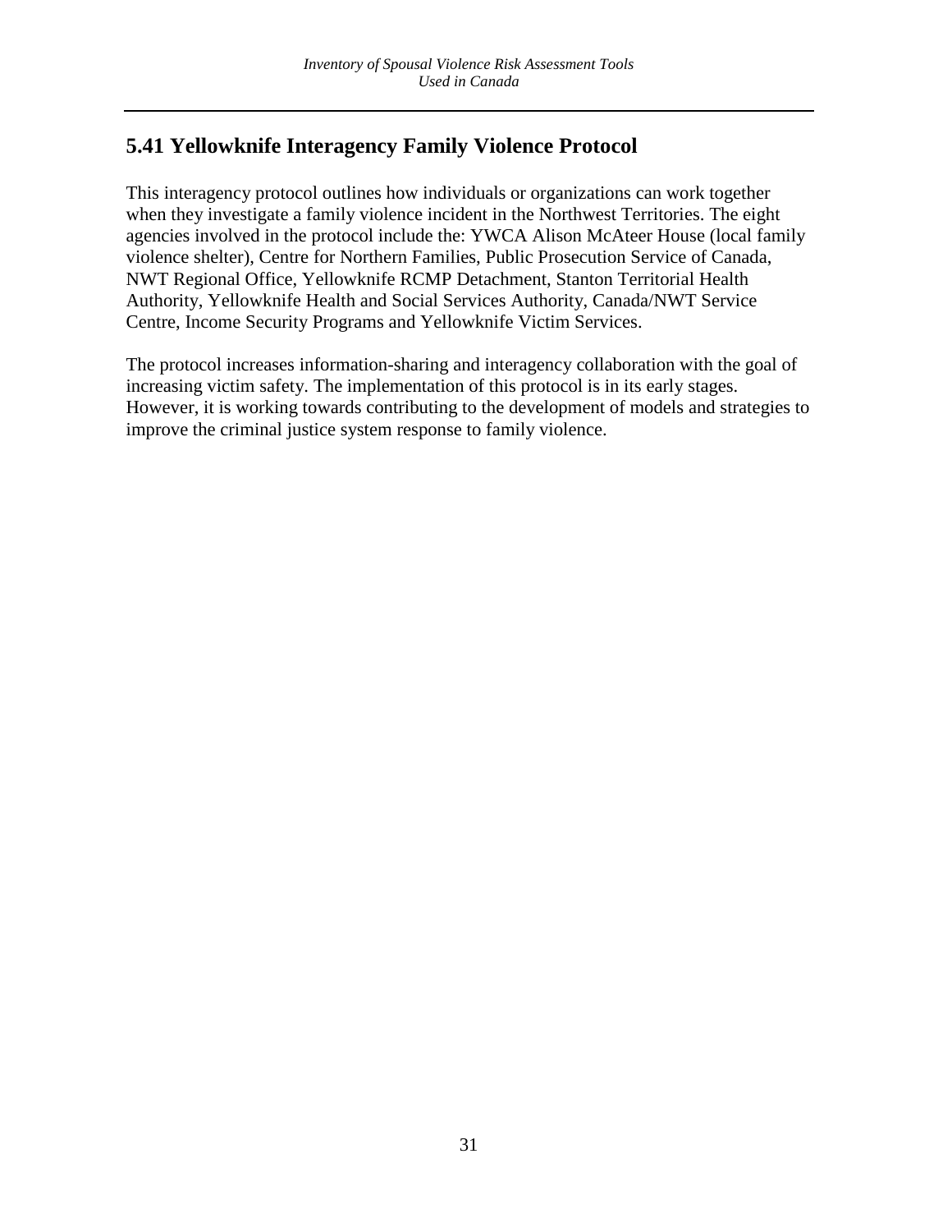## 5.41 Yellowknife Interagency Family Violence Protocol

This interagency protocol outlines how individuals or organizations can work together when they investigate a family violence incident in the Northwest Territories. The eight agencies involved in the protocol include the: YWCA Alison McAteer House (local family violence shelter), Centre for Northern Families, Public Prosecution Service of Canada, NWT Regional Office, Yellowknife RCMP Detachment, Stanton Territorial Health Authority, Yellowknife Health and Social Services Authority, Canada/NWT Service Centre, Income Security Programs and Yellowknife Victim Services.

The protocol increases information-sharing and interagency collaboration with the goal of increasing victim safety. The implementation of this protocol is in its early stages. However, it is working towards contributing to the development of models and strategies to improve the criminal justice system response to family violence.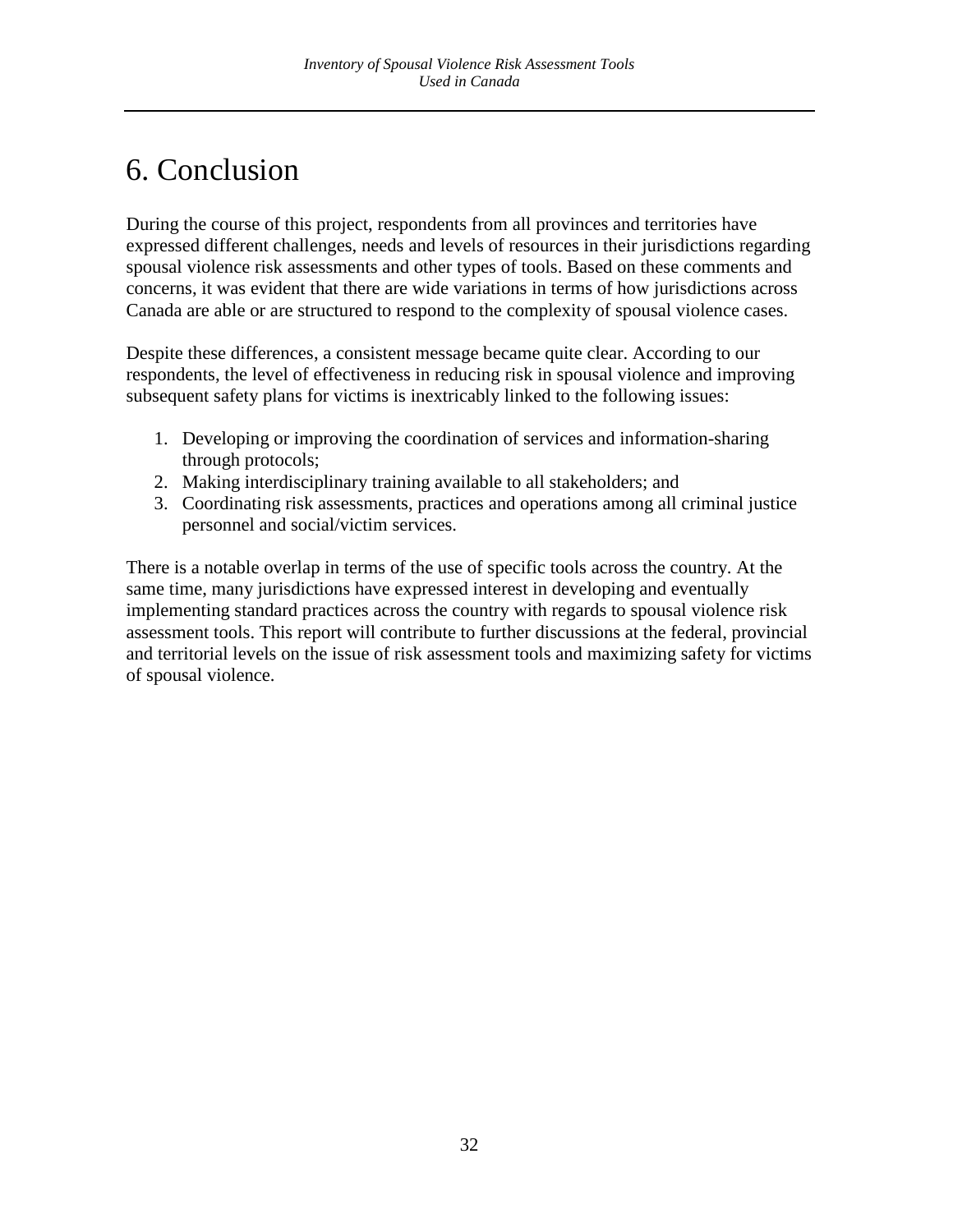# 6. Conclusion

During the course of this project, respondents from all provinces and territories have expressed different challenges, needs and levels of resources in their jurisdictions regarding spousal violence risk assessments and other types of tools. Based on these comments and concerns, it was evident that there are wide variations in terms of how jurisdictions across Canada are able or are structured to respond to the complexity of spousal violence cases.

Despite these differences, a consistent message became quite clear. According to our respondents, the level of effectiveness in reducing risk in spousal violence and improving subsequent safety plans for victims is inextricably linked to the following issues:

1. Developing or improving the coordination of services and information-sharing through protocols;
2. Making interdisciplinary training available to all stakeholders; and
3. Coordinating risk assessments, practices and operations among all criminal justice personnel and social/victim services.

There is a notable overlap in terms of the use of specific tools across the country. At the same time, many jurisdictions have expressed interest in developing and eventually implementing standard practices across the country with regards to spousal violence risk assessment tools. This report will contribute to further discussions at the federal, provincial and territorial levels on the issue of risk assessment tools and maximizing safety for victims of spousal violence.